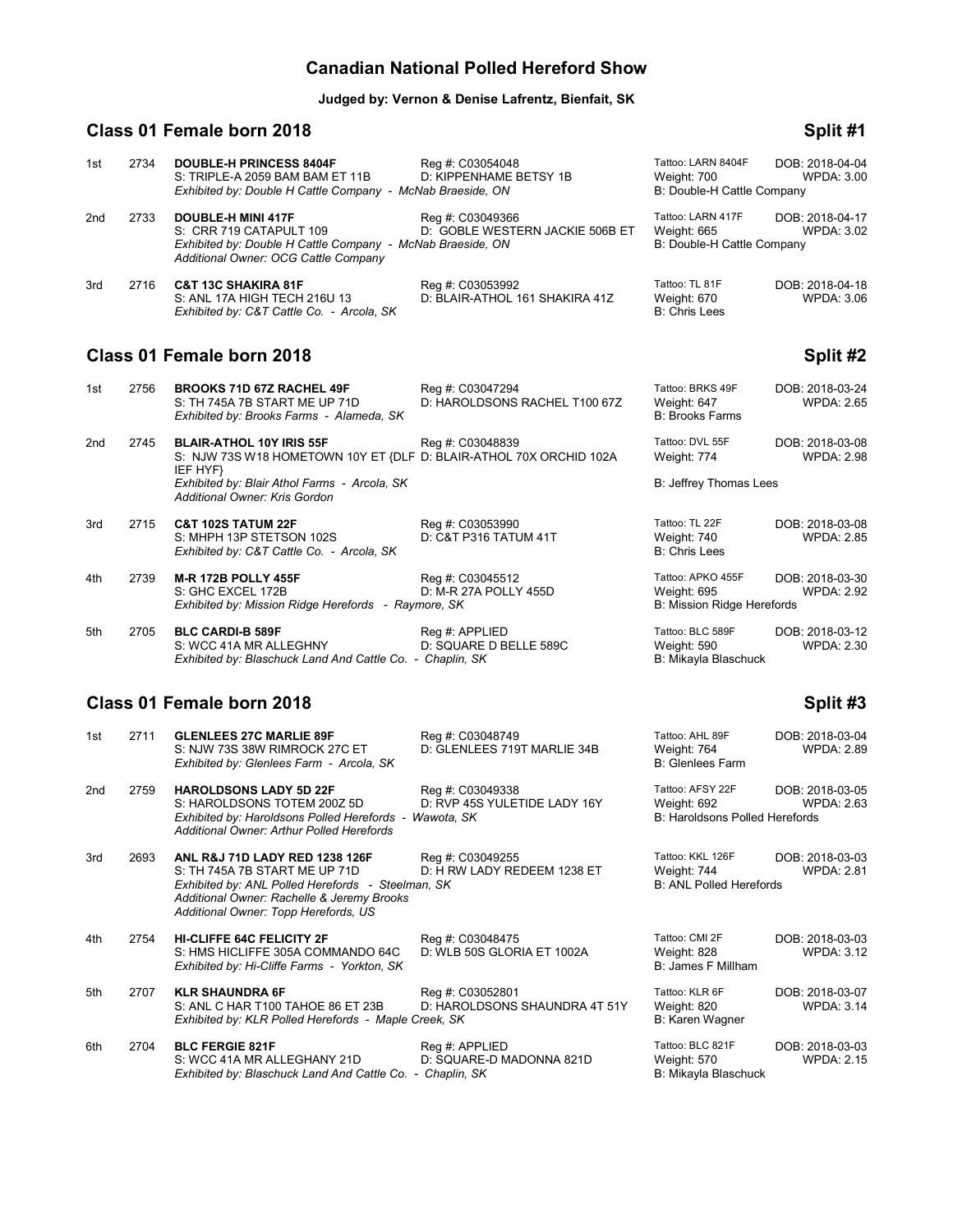# Canadian National Polled Hereford Show

**Judged by: Vernon & Denise Lafrentz, Bienfait, SK**

## Class 01 Female born 2018 — Split #1

1st 2734 **DOUBLE-H PRINCESS 8404F** Reg #: C03054048 Tattoo: LARN 8404F DOB: 2018-04-04
S: TRIPLE-A 2059 BAM BAM ET 11B D: KIPPENHAME BETSY 1B Weight: 700 WPDA: 3.00
*Exhibited by: Double H Cattle Company - McNab Braeside, ON* B: Double-H Cattle Company

2nd 2733 **DOUBLE-H MINI 417F** Reg #: C03049366 Tattoo: LARN 417F DOB: 2018-04-17
S: CRR 719 CATAPULT 109 D: GOBLE WESTERN JACKIE 506B ET Weight: 665 WPDA: 3.02
*Exhibited by: Double H Cattle Company - McNab Braeside, ON* B: Double-H Cattle Company
*Additional Owner: OCG Cattle Company*

3rd 2716 **C&T 13C SHAKIRA 81F** Reg #: C03053992 Tattoo: TL 81F DOB: 2018-04-18
S: ANL 17A HIGH TECH 216U 13 D: BLAIR-ATHOL 161 SHAKIRA 41Z Weight: 670 WPDA: 3.06
*Exhibited by: C&T Cattle Co. - Arcola, SK* B: Chris Lees

## Class 01 Female born 2018 — Split #2

1st 2756 **BROOKS 71D 67Z RACHEL 49F** Reg #: C03047294 Tattoo: BRKS 49F DOB: 2018-03-24
S: TH 745A 7B START ME UP 71D D: HAROLDSONS RACHEL T100 67Z Weight: 647 WPDA: 2.65
*Exhibited by: Brooks Farms - Alameda, SK* B: Brooks Farms

2nd 2745 **BLAIR-ATHOL 10Y IRIS 55F** Reg #: C03048839 Tattoo: DVL 55F DOB: 2018-03-08
S: NJW 73S W18 HOMETOWN 10Y ET {DLF IEF HYF} D: BLAIR-ATHOL 70X ORCHID 102A Weight: 774 WPDA: 2.98
*Exhibited by: Blair Athol Farms - Arcola, SK* B: Jeffrey Thomas Lees
*Additional Owner: Kris Gordon*

3rd 2715 **C&T 102S TATUM 22F** Reg #: C03053990 Tattoo: TL 22F DOB: 2018-03-08
S: MHPH 13P STETSON 102S D: C&T P316 TATUM 41T Weight: 740 WPDA: 2.85
*Exhibited by: C&T Cattle Co. - Arcola, SK* B: Chris Lees

4th 2739 **M-R 172B POLLY 455F** Reg #: C03045512 Tattoo: APKO 455F DOB: 2018-03-30
S: GHC EXCEL 172B D: M-R 27A POLLY 455D Weight: 695 WPDA: 2.92
*Exhibited by: Mission Ridge Herefords - Raymore, SK* B: Mission Ridge Herefords

5th 2705 **BLC CARDI-B 589F** Reg #: APPLIED Tattoo: BLC 589F DOB: 2018-03-12
S: WCC 41A MR ALLEGHNY D: SQUARE D BELLE 589C Weight: 590 WPDA: 2.30
*Exhibited by: Blaschuck Land And Cattle Co. - Chaplin, SK* B: Mikayla Blaschuck

## Class 01 Female born 2018 — Split #3

1st 2711 **GLENLEES 27C MARLIE 89F** Reg #: C03048749 Tattoo: AHL 89F DOB: 2018-03-04
S: NJW 73S 38W RIMROCK 27C ET D: GLENLEES 719T MARLIE 34B Weight: 764 WPDA: 2.89
*Exhibited by: Glenlees Farm - Arcola, SK* B: Glenlees Farm

2nd 2759 **HAROLDSONS LADY 5D 22F** Reg #: C03049338 Tattoo: AFSY 22F DOB: 2018-03-05
S: HAROLDSONS TOTEM 200Z 5D D: RVP 45S YULETIDE LADY 16Y Weight: 692 WPDA: 2.63
*Exhibited by: Haroldsons Polled Herefords - Wawota, SK* B: Haroldsons Polled Herefords
*Additional Owner: Arthur Polled Herefords*

3rd 2693 **ANL R&J 71D LADY RED 1238 126F** Reg #: C03049255 Tattoo: KKL 126F DOB: 2018-03-03
S: TH 745A 7B START ME UP 71D D: H RW LADY REDEEM 1238 ET Weight: 744 WPDA: 2.81
*Exhibited by: ANL Polled Herefords - Steelman, SK* B: ANL Polled Herefords
*Additional Owner: Rachelle & Jeremy Brooks*
*Additional Owner: Topp Herefords, US*

4th 2754 **HI-CLIFFE 64C FELICITY 2F** Reg #: C03048475 Tattoo: CMI 2F DOB: 2018-03-03
S: HMS HICLIFFE 305A COMMANDO 64C D: WLB 50S GLORIA ET 1002A Weight: 828 WPDA: 3.12
*Exhibited by: Hi-Cliffe Farms - Yorkton, SK* B: James F Millham

5th 2707 **KLR SHAUNDRA 6F** Reg #: C03052801 Tattoo: KLR 6F DOB: 2018-03-07
S: ANL C HAR T100 TAHOE 86 ET 23B D: HAROLDSONS SHAUNDRA 4T 51Y Weight: 820 WPDA: 3.14
*Exhibited by: KLR Polled Herefords - Maple Creek, SK* B: Karen Wagner

6th 2704 **BLC FERGIE 821F** Reg #: APPLIED Tattoo: BLC 821F DOB: 2018-03-03
S: WCC 41A MR ALLEGHANY 21D D: SQUARE-D MADONNA 821D Weight: 570 WPDA: 2.15
*Exhibited by: Blaschuck Land And Cattle Co. - Chaplin, SK* B: Mikayla Blaschuck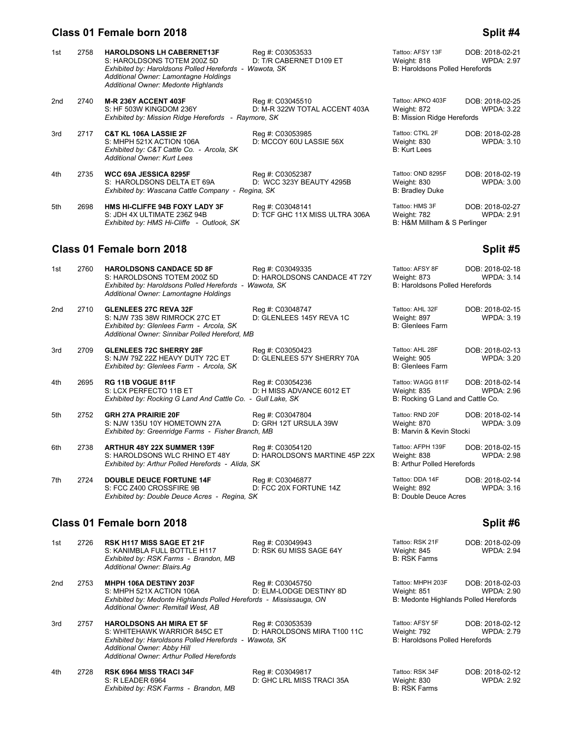## Class 01 Female born 2018 — Split #4

1st 2758 **HAROLDSONS LH CABERNET13F** Reg #: C03053533 Tattoo: AFSY 13F DOB: 2018-02-21
S: HAROLDSONS TOTEM 200Z 5D D: T/R CABERNET D109 ET Weight: 818 WPDA: 2.97
*Exhibited by: Haroldsons Polled Herefords - Wawota, SK* B: Haroldsons Polled Herefords
*Additional Owner: Lamontagne Holdings*
*Additional Owner: Medonte Highlands*

2nd 2740 **M-R 236Y ACCENT 403F** Reg #: C03045510 Tattoo: APKO 403F DOB: 2018-02-25
S: HF 503W KINGDOM 236Y D: M-R 322W TOTAL ACCENT 403A Weight: 872 WPDA: 3.22
*Exhibited by: Mission Ridge Herefords - Raymore, SK* B: Mission Ridge Herefords

3rd 2717 **C&T KL 106A LASSIE 2F** Reg #: C03053985 Tattoo: CTKL 2F DOB: 2018-02-28
S: MHPH 521X ACTION 106A D: MCCOY 60U LASSIE 56X Weight: 830 WPDA: 3.10
*Exhibited by: C&T Cattle Co. - Arcola, SK* B: Kurt Lees
*Additional Owner: Kurt Lees*

4th 2735 **WCC 69A JESSICA 8295F** Reg #: C03052387 Tattoo: OND 8295F DOB: 2018-02-19
S: HAROLDSONS DELTA ET 69A D: WCC 323Y BEAUTY 4295B Weight: 830 WPDA: 3.00
*Exhibited by: Wascana Cattle Company - Regina, SK* B: Bradley Duke

5th 2698 **HMS HI-CLIFFE 94B FOXY LADY 3F** Reg #: C03048141 Tattoo: HMS 3F DOB: 2018-02-27
S: JDH 4X ULTIMATE 236Z 94B D: TCF GHC 11X MISS ULTRA 306A Weight: 782 WPDA: 2.91
*Exhibited by: HMS Hi-Cliffe - Outlook, SK* B: H&M Millham & S Perlinger

## Class 01 Female born 2018 — Split #5

1st 2760 **HAROLDSONS CANDACE 5D 8F** Reg #: C03049335 Tattoo: AFSY 8F DOB: 2018-02-18
S: HAROLDSONS TOTEM 200Z 5D D: HAROLDSONS CANDACE 4T 72Y Weight: 873 WPDA: 3.14
*Exhibited by: Haroldsons Polled Herefords - Wawota, SK* B: Haroldsons Polled Herefords
*Additional Owner: Lamontagne Holdings*

2nd 2710 **GLENLEES 27C REVA 32F** Reg #: C03048747 Tattoo: AHL 32F DOB: 2018-02-15
S: NJW 73S 38W RIMROCK 27C ET D: GLENLEES 145Y REVA 1C Weight: 897 WPDA: 3.19
*Exhibited by: Glenlees Farm - Arcola, SK* B: Glenlees Farm
*Additional Owner: Sinnibar Polled Hereford, MB*

3rd 2709 **GLENLEES 72C SHERRY 28F** Reg #: C03050423 Tattoo: AHL 28F DOB: 2018-02-13
S: NJW 79Z 22Z HEAVY DUTY 72C ET D: GLENLEES 57Y SHERRY 70A Weight: 905 WPDA: 3.20
*Exhibited by: Glenlees Farm - Arcola, SK* B: Glenlees Farm

4th 2695 **RG 11B VOGUE 811F** Reg #: C03054236 Tattoo: WAGG 811F DOB: 2018-02-14
S: LCX PERFECTO 11B ET D: H MISS ADVANCE 6012 ET Weight: 835 WPDA: 2.96
*Exhibited by: Rocking G Land And Cattle Co. - Gull Lake, SK* B: Rocking G Land and Cattle Co.

5th 2752 **GRH 27A PRAIRIE 20F** Reg #: C03047804 Tattoo: RND 20F DOB: 2018-02-14
S: NJW 135U 10Y HOMETOWN 27A D: GRH 12T URSULA 39W Weight: 870 WPDA: 3.09
*Exhibited by: Greenridge Farms - Fisher Branch, MB* B: Marvin & Kevin Stocki

6th 2738 **ARTHUR 48Y 22X SUMMER 139F** Reg #: C03054120 Tattoo: AFPH 139F DOB: 2018-02-15
S: HAROLDSONS WLC RHINO ET 48Y D: HAROLDSON'S MARTINE 45P 22X Weight: 838 WPDA: 2.98
*Exhibited by: Arthur Polled Herefords - Alida, SK* B: Arthur Polled Herefords

7th 2724 **DOUBLE DEUCE FORTUNE 14F** Reg #: C03046877 Tattoo: DDA 14F DOB: 2018-02-14
S: FCC Z400 CROSSFIRE 9B D: FCC 20X FORTUNE 14Z Weight: 892 WPDA: 3.16
*Exhibited by: Double Deuce Acres - Regina, SK* B: Double Deuce Acres

## Class 01 Female born 2018 — Split #6

1st 2726 **RSK H117 MISS SAGE ET 21F** Reg #: C03049943 Tattoo: RSK 21F DOB: 2018-02-09
S: KANIMBLA FULL BOTTLE H117 D: RSK 6U MISS SAGE 64Y Weight: 845 WPDA: 2.94
*Exhibited by: RSK Farms - Brandon, MB* B: RSK Farms
*Additional Owner: Blairs.Ag*

2nd 2753 **MHPH 106A DESTINY 203F** Reg #: C03045750 Tattoo: MHPH 203F DOB: 2018-02-03
S: MHPH 521X ACTION 106A D: ELM-LODGE DESTINY 8D Weight: 851 WPDA: 2.90
*Exhibited by: Medonte Highlands Polled Herefords - Mississauga, ON* B: Medonte Highlands Polled Herefords
*Additional Owner: Remitall West, AB*

3rd 2757 **HAROLDSONS AH MIRA ET 5F** Reg #: C03053539 Tattoo: AFSY 5F DOB: 2018-02-12
S: WHITEHAWK WARRIOR 845C ET D: HAROLDSONS MIRA T100 11C Weight: 792 WPDA: 2.79
*Exhibited by: Haroldsons Polled Herefords - Wawota, SK* B: Haroldsons Polled Herefords
*Additional Owner: Abby Hill*
*Additional Owner: Arthur Polled Herefords*

4th 2728 **RSK 6964 MISS TRACI 34F** Reg #: C03049817 Tattoo: RSK 34F DOB: 2018-02-12
S: R LEADER 6964 D: GHC LRL MISS TRACI 35A Weight: 830 WPDA: 2.92
*Exhibited by: RSK Farms - Brandon, MB* B: RSK Farms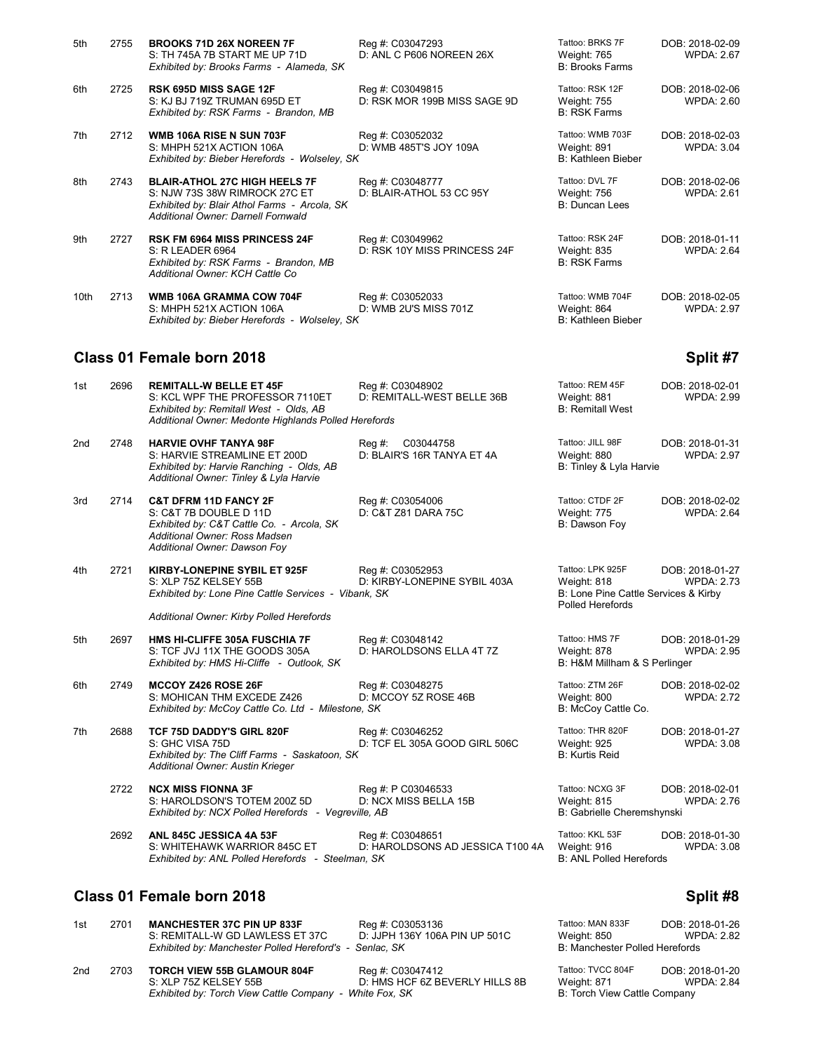| Place | No. | Entry | Registration | Tattoo / Weight / Breeder | DOB / WPDA |
|---|---|---|---|---|---|
| 5th | 2755 | **BROOKS 71D 26X NOREEN 7F**<br>S: TH 745A 7B START ME UP 71D<br>*Exhibited by: Brooks Farms - Alameda, SK* | Reg #: C03047293<br>D: ANL C P606 NOREEN 26X | Tattoo: BRKS 7F<br>Weight: 765<br>B: Brooks Farms | DOB: 2018-02-09<br>WPDA: 2.67 |
| 6th | 2725 | **RSK 695D MISS SAGE 12F**<br>S: KJ BJ 719Z TRUMAN 695D ET<br>*Exhibited by: RSK Farms - Brandon, MB* | Reg #: C03049815<br>D: RSK MOR 199B MISS SAGE 9D | Tattoo: RSK 12F<br>Weight: 755<br>B: RSK Farms | DOB: 2018-02-06<br>WPDA: 2.60 |
| 7th | 2712 | **WMB 106A RISE N SUN 703F**<br>S: MHPH 521X ACTION 106A<br>*Exhibited by: Bieber Herefords - Wolseley, SK* | Reg #: C03052032<br>D: WMB 485T'S JOY 109A | Tattoo: WMB 703F<br>Weight: 891<br>B: Kathleen Bieber | DOB: 2018-02-03<br>WPDA: 3.04 |
| 8th | 2743 | **BLAIR-ATHOL 27C HIGH HEELS 7F**<br>S: NJW 73S 38W RIMROCK 27C ET<br>*Exhibited by: Blair Athol Farms - Arcola, SK*<br>*Additional Owner: Darnell Fornwald* | Reg #: C03048777<br>D: BLAIR-ATHOL 53 CC 95Y | Tattoo: DVL 7F<br>Weight: 756<br>B: Duncan Lees | DOB: 2018-02-06<br>WPDA: 2.61 |
| 9th | 2727 | **RSK FM 6964 MISS PRINCESS 24F**<br>S: R LEADER 6964<br>*Exhibited by: RSK Farms - Brandon, MB*<br>*Additional Owner: KCH Cattle Co* | Reg #: C03049962<br>D: RSK 10Y MISS PRINCESS 24F | Tattoo: RSK 24F<br>Weight: 835<br>B: RSK Farms | DOB: 2018-01-11<br>WPDA: 2.64 |
| 10th | 2713 | **WMB 106A GRAMMA COW 704F**<br>S: MHPH 521X ACTION 106A<br>*Exhibited by: Bieber Herefords - Wolseley, SK* | Reg #: C03052033<br>D: WMB 2U'S MISS 701Z | Tattoo: WMB 704F<br>Weight: 864<br>B: Kathleen Bieber | DOB: 2018-02-05<br>WPDA: 2.97 |

## Class 01 Female born 2018 — Split #7

| Place | No. | Entry | Registration | Tattoo / Weight / Breeder | DOB / WPDA |
|---|---|---|---|---|---|
| 1st | 2696 | **REMITALL-W BELLE ET 45F**<br>S: KCL WPF THE PROFESSOR 7110ET<br>*Exhibited by: Remitall West - Olds, AB*<br>*Additional Owner: Medonte Highlands Polled Herefords* | Reg #: C03048902<br>D: REMITALL-WEST BELLE 36B | Tattoo: REM 45F<br>Weight: 881<br>B: Remitall West | DOB: 2018-02-01<br>WPDA: 2.99 |
| 2nd | 2748 | **HARVIE OVHF TANYA 98F**<br>S: HARVIE STREAMLINE ET 200D<br>*Exhibited by: Harvie Ranching - Olds, AB*<br>*Additional Owner: Tinley & Lyla Harvie* | Reg #: C03044758<br>D: BLAIR'S 16R TANYA ET 4A | Tattoo: JILL 98F<br>Weight: 880<br>B: Tinley & Lyla Harvie | DOB: 2018-01-31<br>WPDA: 2.97 |
| 3rd | 2714 | **C&T DFRM 11D FANCY 2F**<br>S: C&T 7B DOUBLE D 11D<br>*Exhibited by: C&T Cattle Co. - Arcola, SK*<br>*Additional Owner: Ross Madsen*<br>*Additional Owner: Dawson Foy* | Reg #: C03054006<br>D: C&T Z81 DARA 75C | Tattoo: CTDF 2F<br>Weight: 775<br>B: Dawson Foy | DOB: 2018-02-02<br>WPDA: 2.64 |
| 4th | 2721 | **KIRBY-LONEPINE SYBIL ET 925F**<br>S: XLP 75Z KELSEY 55B<br>*Exhibited by: Lone Pine Cattle Services - Vibank, SK*<br>*Additional Owner: Kirby Polled Herefords* | Reg #: C03052953<br>D: KIRBY-LONEPINE SYBIL 403A | Tattoo: LPK 925F<br>Weight: 818<br>B: Lone Pine Cattle Services & Kirby Polled Herefords | DOB: 2018-01-27<br>WPDA: 2.73 |
| 5th | 2697 | **HMS HI-CLIFFE 305A FUSCHIA 7F**<br>S: TCF JVJ 11X THE GOODS 305A<br>*Exhibited by: HMS Hi-Cliffe - Outlook, SK* | Reg #: C03048142<br>D: HAROLDSONS ELLA 4T 7Z | Tattoo: HMS 7F<br>Weight: 878<br>B: H&M Millham & S Perlinger | DOB: 2018-01-29<br>WPDA: 2.95 |
| 6th | 2749 | **MCCOY Z426 ROSE 26F**<br>S: MOHICAN THM EXCEDE Z426<br>*Exhibited by: McCoy Cattle Co. Ltd - Milestone, SK* | Reg #: C03048275<br>D: MCCOY 5Z ROSE 46B | Tattoo: ZTM 26F<br>Weight: 800<br>B: McCoy Cattle Co. | DOB: 2018-02-02<br>WPDA: 2.72 |
| 7th | 2688 | **TCF 75D DADDY'S GIRL 820F**<br>S: GHC VISA 75D<br>*Exhibited by: The Cliff Farms - Saskatoon, SK*<br>*Additional Owner: Austin Krieger* | Reg #: C03046252<br>D: TCF EL 305A GOOD GIRL 506C | Tattoo: THR 820F<br>Weight: 925<br>B: Kurtis Reid | DOB: 2018-01-27<br>WPDA: 3.08 |
| | 2722 | **NCX MISS FIONNA 3F**<br>S: HAROLDSON'S TOTEM 200Z 5D<br>*Exhibited by: NCX Polled Herefords - Vegreville, AB* | Reg #: P C03046533<br>D: NCX MISS BELLA 15B | Tattoo: NCXG 3F<br>Weight: 815<br>B: Gabrielle Cheremshynski | DOB: 2018-02-01<br>WPDA: 2.76 |
| | 2692 | **ANL 845C JESSICA 4A 53F**<br>S: WHITEHAWK WARRIOR 845C ET<br>*Exhibited by: ANL Polled Herefords - Steelman, SK* | Reg #: C03048651<br>D: HAROLDSONS AD JESSICA T100 4A | Tattoo: KKL 53F<br>Weight: 916<br>B: ANL Polled Herefords | DOB: 2018-01-30<br>WPDA: 3.08 |

## Class 01 Female born 2018 — Split #8

| Place | No. | Entry | Registration | Tattoo / Weight / Breeder | DOB / WPDA |
|---|---|---|---|---|---|
| 1st | 2701 | **MANCHESTER 37C PIN UP 833F**<br>S: REMITALL-W GD LAWLESS ET 37C<br>*Exhibited by: Manchester Polled Hereford's - Senlac, SK* | Reg #: C03053136<br>D: JJPH 136Y 106A PIN UP 501C | Tattoo: MAN 833F<br>Weight: 850<br>B: Manchester Polled Herefords | DOB: 2018-01-26<br>WPDA: 2.82 |
| 2nd | 2703 | **TORCH VIEW 55B GLAMOUR 804F**<br>S: XLP 75Z KELSEY 55B<br>*Exhibited by: Torch View Cattle Company - White Fox, SK* | Reg #: C03047412<br>D: HMS HCF 6Z BEVERLY HILLS 8B | Tattoo: TVCC 804F<br>Weight: 871<br>B: Torch View Cattle Company | DOB: 2018-01-20<br>WPDA: 2.84 |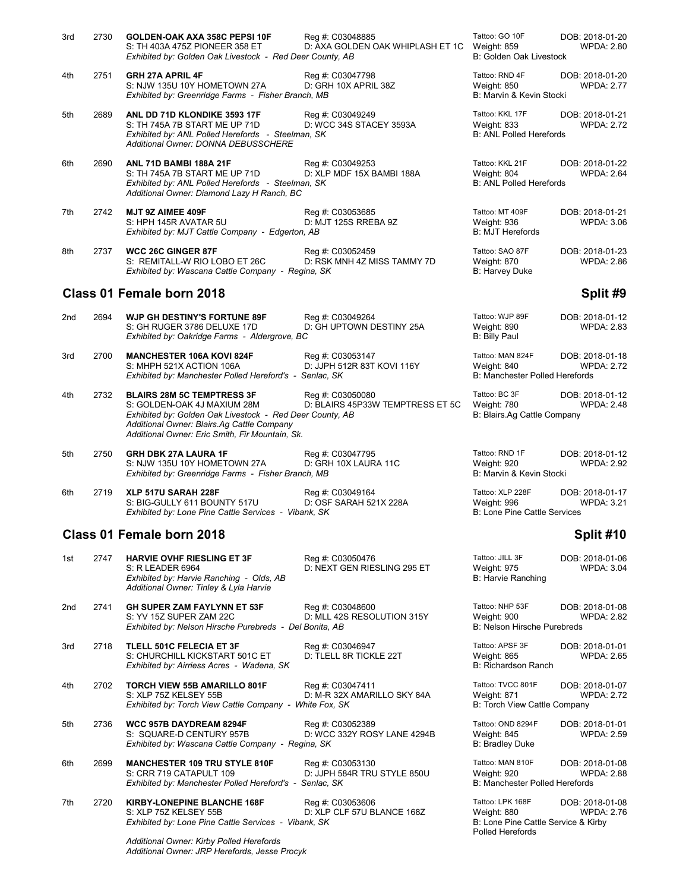3rd 2730 **GOLDEN-OAK AXA 358C PEPSI 10F** Reg #: C03048885 Tattoo: GO 10F DOB: 2018-01-20
S: TH 403A 475Z PIONEER 358 ET D: AXA GOLDEN OAK WHIPLASH ET 1C Weight: 859 WPDA: 2.80
*Exhibited by: Golden Oak Livestock - Red Deer County, AB* B: Golden Oak Livestock

4th 2751 **GRH 27A APRIL 4F** Reg #: C03047798 Tattoo: RND 4F DOB: 2018-01-20
S: NJW 135U 10Y HOMETOWN 27A D: GRH 10X APRIL 38Z Weight: 850 WPDA: 2.77
*Exhibited by: Greenridge Farms - Fisher Branch, MB* B: Marvin & Kevin Stocki

5th 2689 **ANL DD 71D KLONDIKE 3593 17F** Reg #: C03049249 Tattoo: KKL 17F DOB: 2018-01-21
S: TH 745A 7B START ME UP 71D D: WCC 34S STACEY 3593A Weight: 833 WPDA: 2.72
*Exhibited by: ANL Polled Herefords - Steelman, SK* B: ANL Polled Herefords
*Additional Owner: DONNA DEBUSSCHERE*

6th 2690 **ANL 71D BAMBI 188A 21F** Reg #: C03049253 Tattoo: KKL 21F DOB: 2018-01-22
S: TH 745A 7B START ME UP 71D D: XLP MDF 15X BAMBI 188A Weight: 804 WPDA: 2.64
*Exhibited by: ANL Polled Herefords - Steelman, SK* B: ANL Polled Herefords
*Additional Owner: Diamond Lazy H Ranch, BC*

7th 2742 **MJT 9Z AIMEE 409F** Reg #: C03053685 Tattoo: MT 409F DOB: 2018-01-21
S: HPH 145R AVATAR 5U D: MJT 125S RREBA 9Z Weight: 936 WPDA: 3.06
*Exhibited by: MJT Cattle Company - Edgerton, AB* B: MJT Herefords

8th 2737 **WCC 26C GINGER 87F** Reg #: C03052459 Tattoo: SAO 87F DOB: 2018-01-23
S: REMITALL-W RIO LOBO ET 26C D: RSK MNH 4Z MISS TAMMY 7D Weight: 870 WPDA: 2.86
*Exhibited by: Wascana Cattle Company - Regina, SK* B: Harvey Duke

## Class 01 Female born 2018 — Split #9

2nd 2694 **WJP GH DESTINY'S FORTUNE 89F** Reg #: C03049264 Tattoo: WJP 89F DOB: 2018-01-12
S: GH RUGER 3786 DELUXE 17D D: GH UPTOWN DESTINY 25A Weight: 890 WPDA: 2.83
*Exhibited by: Oakridge Farms - Aldergrove, BC* B: Billy Paul

3rd 2700 **MANCHESTER 106A KOVI 824F** Reg #: C03053147 Tattoo: MAN 824F DOB: 2018-01-18
S: MHPH 521X ACTION 106A D: JJPH 512R 83T KOVI 116Y Weight: 840 WPDA: 2.72
*Exhibited by: Manchester Polled Hereford's - Senlac, SK* B: Manchester Polled Herefords

4th 2732 **BLAIRS 28M 5C TEMPTRESS 3F** Reg #: C03050080 Tattoo: BC 3F DOB: 2018-01-12
S: GOLDEN-OAK 4J MAXIUM 28M D: BLAIRS 45P33W TEMPTRESS ET 5C Weight: 780 WPDA: 2.48
*Exhibited by: Golden Oak Livestock - Red Deer County, AB* B: Blairs.Ag Cattle Company
*Additional Owner: Blairs.Ag Cattle Company*
*Additional Owner: Eric Smith, Fir Mountain, Sk.*

5th 2750 **GRH DBK 27A LAURA 1F** Reg #: C03047795 Tattoo: RND 1F DOB: 2018-01-12
S: NJW 135U 10Y HOMETOWN 27A D: GRH 10X LAURA 11C Weight: 920 WPDA: 2.92
*Exhibited by: Greenridge Farms - Fisher Branch, MB* B: Marvin & Kevin Stocki

6th 2719 **XLP 517U SARAH 228F** Reg #: C03049164 Tattoo: XLP 228F DOB: 2018-01-17
S: BIG-GULLY 611 BOUNTY 517U D: OSF SARAH 521X 228A Weight: 996 WPDA: 3.21
*Exhibited by: Lone Pine Cattle Services - Vibank, SK* B: Lone Pine Cattle Services

## Class 01 Female born 2018 — Split #10

1st 2747 **HARVIE OVHF RIESLING ET 3F** Reg #: C03050476 Tattoo: JILL 3F DOB: 2018-01-06
S: R LEADER 6964 D: NEXT GEN RIESLING 295 ET Weight: 975 WPDA: 3.04
*Exhibited by: Harvie Ranching - Olds, AB* B: Harvie Ranching
*Additional Owner: Tinley & Lyla Harvie*

2nd 2741 **GH SUPER ZAM FAYLYNN ET 53F** Reg #: C03048600 Tattoo: NHP 53F DOB: 2018-01-08
S: YV 15Z SUPER ZAM 22C D: MLL 42S RESOLUTION 315Y Weight: 900 WPDA: 2.82
*Exhibited by: Nelson Hirsche Purebreds - Del Bonita, AB* B: Nelson Hirsche Purebreds

3rd 2718 **TLELL 501C FELECIA ET 3F** Reg #: C03046947 Tattoo: APSF 3F DOB: 2018-01-01
S: CHURCHILL KICKSTART 501C ET D: TLELL 8R TICKLE 22T Weight: 865 WPDA: 2.65
*Exhibited by: Airriess Acres - Wadena, SK* B: Richardson Ranch

4th 2702 **TORCH VIEW 55B AMARILLO 801F** Reg #: C03047411 Tattoo: TVCC 801F DOB: 2018-01-07
S: XLP 75Z KELSEY 55B D: M-R 32X AMARILLO SKY 84A Weight: 871 WPDA: 2.72
*Exhibited by: Torch View Cattle Company - White Fox, SK* B: Torch View Cattle Company

5th 2736 **WCC 957B DAYDREAM 8294F** Reg #: C03052389 Tattoo: OND 8294F DOB: 2018-01-01
S: SQUARE-D CENTURY 957B D: WCC 332Y ROSY LANE 4294B Weight: 845 WPDA: 2.59
*Exhibited by: Wascana Cattle Company - Regina, SK* B: Bradley Duke

6th 2699 **MANCHESTER 109 TRU STYLE 810F** Reg #: C03053130 Tattoo: MAN 810F DOB: 2018-01-08
S: CRR 719 CATAPULT 109 D: JJPH 584R TRU STYLE 850U Weight: 920 WPDA: 2.88
*Exhibited by: Manchester Polled Hereford's - Senlac, SK* B: Manchester Polled Herefords

7th 2720 **KIRBY-LONEPINE BLANCHE 168F** Reg #: C03053606 Tattoo: LPK 168F DOB: 2018-01-08
S: XLP 75Z KELSEY 55B D: XLP CLF 57U BLANCE 168Z Weight: 880 WPDA: 2.76
*Exhibited by: Lone Pine Cattle Services - Vibank, SK* B: Lone Pine Cattle Service & Kirby Polled Herefords
*Additional Owner: Kirby Polled Herefords*
*Additional Owner: JRP Herefords, Jesse Procyk*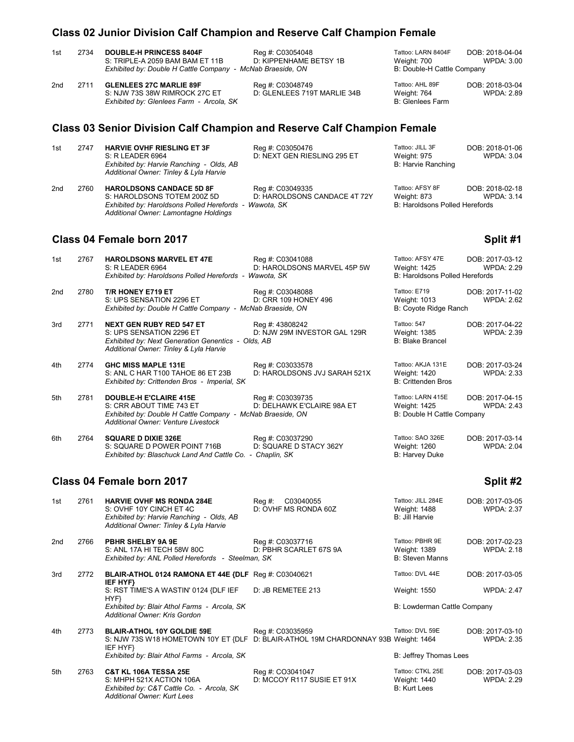## Class 02 Junior Division Calf Champion and Reserve Calf Champion Female

1st 2734 **DOUBLE-H PRINCESS 8404F** Reg #: C03054048 Tattoo: LARN 8404F DOB: 2018-04-04
S: TRIPLE-A 2059 BAM BAM ET 11B D: KIPPENHAME BETSY 1B Weight: 700 WPDA: 3.00
*Exhibited by: Double H Cattle Company - McNab Braeside, ON* B: Double-H Cattle Company

2nd 2711 **GLENLEES 27C MARLIE 89F** Reg #: C03048749 Tattoo: AHL 89F DOB: 2018-03-04
S: NJW 73S 38W RIMROCK 27C ET D: GLENLEES 719T MARLIE 34B Weight: 764 WPDA: 2.89
*Exhibited by: Glenlees Farm - Arcola, SK* B: Glenlees Farm

## Class 03 Senior Division Calf Champion and Reserve Calf Champion Female

1st 2747 **HARVIE OVHF RIESLING ET 3F** Reg #: C03050476 Tattoo: JILL 3F DOB: 2018-01-06
S: R LEADER 6964 D: NEXT GEN RIESLING 295 ET Weight: 975 WPDA: 3.04
*Exhibited by: Harvie Ranching - Olds, AB* B: Harvie Ranching
*Additional Owner: Tinley & Lyla Harvie*

2nd 2760 **HAROLDSONS CANDACE 5D 8F** Reg #: C03049335 Tattoo: AFSY 8F DOB: 2018-02-18
S: HAROLDSONS TOTEM 200Z 5D D: HAROLDSONS CANDACE 4T 72Y Weight: 873 WPDA: 3.14
*Exhibited by: Haroldsons Polled Herefords - Wawota, SK* B: Haroldsons Polled Herefords
*Additional Owner: Lamontagne Holdings*

## Class 04 Female born 2017 — Split #1

1st 2767 **HAROLDSONS MARVEL ET 47E** Reg #: C03041088 Tattoo: AFSY 47E DOB: 2017-03-12
S: R LEADER 6964 D: HAROLDSONS MARVEL 45P 5W Weight: 1425 WPDA: 2.29
*Exhibited by: Haroldsons Polled Herefords - Wawota, SK* B: Haroldsons Polled Herefords

2nd 2780 **T/R HONEY E719 ET** Reg #: C03048088 Tattoo: E719 DOB: 2017-11-02
S: UPS SENSATION 2296 ET D: CRR 109 HONEY 496 Weight: 1013 WPDA: 2.62
*Exhibited by: Double H Cattle Company - McNab Braeside, ON* B: Coyote Ridge Ranch

3rd 2771 **NEXT GEN RUBY RED 547 ET** Reg #: 43808242 Tattoo: 547 DOB: 2017-04-22
S: UPS SENSATION 2296 ET D: NJW 29M INVESTOR GAL 129R Weight: 1385 WPDA: 2.39
*Exhibited by: Next Generation Genentics - Olds, AB* B: Blake Brancel
*Additional Owner: Tinley & Lyla Harvie*

4th 2774 **GHC MISS MAPLE 131E** Reg #: C03033578 Tattoo: AKJA 131E DOB: 2017-03-24
S: ANL C HAR T100 TAHOE 86 ET 23B D: HAROLDSONS JVJ SARAH 521X Weight: 1420 WPDA: 2.33
*Exhibited by: Crittenden Bros - Imperial, SK* B: Crittenden Bros

5th 2781 **DOUBLE-H E'CLAIRE 415E** Reg #: C03039735 Tattoo: LARN 415E DOB: 2017-04-15
S: CRR ABOUT TIME 743 ET D: DELHAWK E'CLAIRE 98A ET Weight: 1425 WPDA: 2.43
*Exhibited by: Double H Cattle Company - McNab Braeside, ON* B: Double H Cattle Company
*Additional Owner: Venture Livestock*

6th 2764 **SQUARE D DIXIE 326E** Reg #: C03037290 Tattoo: SAO 326E DOB: 2017-03-14
S: SQUARE D POWER POINT 716B D: SQUARE D STACY 362Y Weight: 1260 WPDA: 2.04
*Exhibited by: Blaschuck Land And Cattle Co. - Chaplin, SK* B: Harvey Duke

## Class 04 Female born 2017 — Split #2

1st 2761 **HARVIE OVHF MS RONDA 284E** Reg #: C03040055 Tattoo: JILL 284E DOB: 2017-03-05
S: OVHF 10Y CINCH ET 4C D: OVHF MS RONDA 60Z Weight: 1488 WPDA: 2.37
*Exhibited by: Harvie Ranching - Olds, AB* B: Jill Harvie
*Additional Owner: Tinley & Lyla Harvie*

2nd 2766 **PBHR SHELBY 9A 9E** Reg #: C03037716 Tattoo: PBHR 9E DOB: 2017-02-23
S: ANL 17A HI TECH 58W 80C D: PBHR SCARLET 67S 9A Weight: 1389 WPDA: 2.18
*Exhibited by: ANL Polled Herefords - Steelman, SK* B: Steven Manns

3rd 2772 **BLAIR-ATHOL 0124 RAMONA ET 44E {DLF IEF HYF}** Reg #: C03040621 Tattoo: DVL 44E DOB: 2017-03-05
S: RST TIME'S A WASTIN' 0124 {DLF IEF HYF} D: JB REMETEE 213 Weight: 1550 WPDA: 2.47
*Exhibited by: Blair Athol Farms - Arcola, SK* B: Lowderman Cattle Company
*Additional Owner: Kris Gordon*

4th 2773 **BLAIR-ATHOL 10Y GOLDIE 59E** Reg #: C03035959 Tattoo: DVL 59E DOB: 2017-03-10
S: NJW 73S W18 HOMETOWN 10Y ET {DLF IEF HYF} D: BLAIR-ATHOL 19M CHARDONNAY 93B Weight: 1464 WPDA: 2.35
*Exhibited by: Blair Athol Farms - Arcola, SK* B: Jeffrey Thomas Lees

5th 2763 **C&T KL 106A TESSA 25E** Reg #: CO3041047 Tattoo: CTKL 25E DOB: 2017-03-03
S: MHPH 521X ACTION 106A D: MCCOY R117 SUSIE ET 91X Weight: 1440 WPDA: 2.29
*Exhibited by: C&T Cattle Co. - Arcola, SK* B: Kurt Lees
*Additional Owner: Kurt Lees*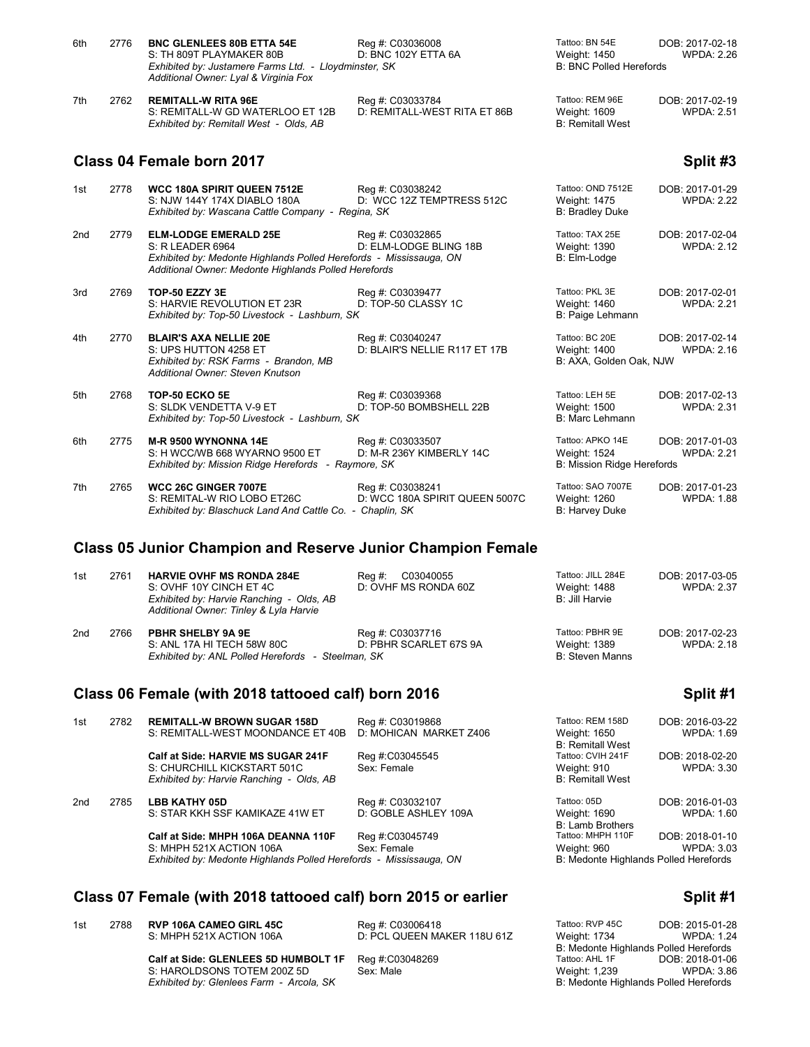| Place | No. | Name | Reg / Dam | Tattoo / Weight / Breeder | DOB / WPDA |
|---|---|---|---|---|---|
| 6th | 2776 | **BNC GLENLEES 80B ETTA 54E**<br>S: TH 809T PLAYMAKER 80B<br>*Exhibited by: Justamere Farms Ltd. - Lloydminster, SK*<br>*Additional Owner: Lyal & Virginia Fox* | Reg #: C03036008<br>D: BNC 102Y ETTA 6A | Tattoo: BN 54E<br>Weight: 1450<br>B: BNC Polled Herefords | DOB: 2017-02-18<br>WPDA: 2.26 |
| 7th | 2762 | **REMITALL-W RITA 96E**<br>S: REMITALL-W GD WATERLOO ET 12B<br>*Exhibited by: Remitall West - Olds, AB* | Reg #: C03033784<br>D: REMITALL-WEST RITA ET 86B | Tattoo: REM 96E<br>Weight: 1609<br>B: Remitall West | DOB: 2017-02-19<br>WPDA: 2.51 |

## Class 04 Female born 2017 — Split #3

| Place | No. | Name | Reg / Dam | Tattoo / Weight / Breeder | DOB / WPDA |
|---|---|---|---|---|---|
| 1st | 2778 | **WCC 180A SPIRIT QUEEN 7512E**<br>S: NJW 144Y 174X DIABLO 180A<br>*Exhibited by: Wascana Cattle Company - Regina, SK* | Reg #: C03038242<br>D: WCC 12Z TEMPTRESS 512C | Tattoo: OND 7512E<br>Weight: 1475<br>B: Bradley Duke | DOB: 2017-01-29<br>WPDA: 2.22 |
| 2nd | 2779 | **ELM-LODGE EMERALD 25E**<br>S: R LEADER 6964<br>*Exhibited by: Medonte Highlands Polled Herefords - Mississauga, ON*<br>*Additional Owner: Medonte Highlands Polled Herefords* | Reg #: C03032865<br>D: ELM-LODGE BLING 18B | Tattoo: TAX 25E<br>Weight: 1390<br>B: Elm-Lodge | DOB: 2017-02-04<br>WPDA: 2.12 |
| 3rd | 2769 | **TOP-50 EZZY 3E**<br>S: HARVIE REVOLUTION ET 23R<br>*Exhibited by: Top-50 Livestock - Lashburn, SK* | Reg #: C03039477<br>D: TOP-50 CLASSY 1C | Tattoo: PKL 3E<br>Weight: 1460<br>B: Paige Lehmann | DOB: 2017-02-01<br>WPDA: 2.21 |
| 4th | 2770 | **BLAIR'S AXA NELLIE 20E**<br>S: UPS HUTTON 4258 ET<br>*Exhibited by: RSK Farms - Brandon, MB*<br>*Additional Owner: Steven Knutson* | Reg #: C03040247<br>D: BLAIR'S NELLIE R117 ET 17B | Tattoo: BC 20E<br>Weight: 1400<br>B: AXA, Golden Oak, NJW | DOB: 2017-02-14<br>WPDA: 2.16 |
| 5th | 2768 | **TOP-50 ECKO 5E**<br>S: SLDK VENDETTA V-9 ET<br>*Exhibited by: Top-50 Livestock - Lashburn, SK* | Reg #: C03039368<br>D: TOP-50 BOMBSHELL 22B | Tattoo: LEH 5E<br>Weight: 1500<br>B: Marc Lehmann | DOB: 2017-02-13<br>WPDA: 2.31 |
| 6th | 2775 | **M-R 9500 WYNONNA 14E**<br>S: H WCC/WB 668 WYARNO 9500 ET<br>*Exhibited by: Mission Ridge Herefords - Raymore, SK* | Reg #: C03033507<br>D: M-R 236Y KIMBERLY 14C | Tattoo: APKO 14E<br>Weight: 1524<br>B: Mission Ridge Herefords | DOB: 2017-01-03<br>WPDA: 2.21 |
| 7th | 2765 | **WCC 26C GINGER 7007E**<br>S: REMITAL-W RIO LOBO ET26C<br>*Exhibited by: Blaschuck Land And Cattle Co. - Chaplin, SK* | Reg #: C03038241<br>D: WCC 180A SPIRIT QUEEN 5007C | Tattoo: SAO 7007E<br>Weight: 1260<br>B: Harvey Duke | DOB: 2017-01-23<br>WPDA: 1.88 |

## Class 05 Junior Champion and Reserve Junior Champion Female

| Place | No. | Name | Reg / Dam | Tattoo / Weight / Breeder | DOB / WPDA |
|---|---|---|---|---|---|
| 1st | 2761 | **HARVIE OVHF MS RONDA 284E**<br>S: OVHF 10Y CINCH ET 4C<br>*Exhibited by: Harvie Ranching - Olds, AB*<br>*Additional Owner: Tinley & Lyla Harvie* | Reg #: C03040055<br>D: OVHF MS RONDA 60Z | Tattoo: JILL 284E<br>Weight: 1488<br>B: Jill Harvie | DOB: 2017-03-05<br>WPDA: 2.37 |
| 2nd | 2766 | **PBHR SHELBY 9A 9E**<br>S: ANL 17A HI TECH 58W 80C<br>*Exhibited by: ANL Polled Herefords - Steelman, SK* | Reg #: C03037716<br>D: PBHR SCARLET 67S 9A | Tattoo: PBHR 9E<br>Weight: 1389<br>B: Steven Manns | DOB: 2017-02-23<br>WPDA: 2.18 |

## Class 06 Female (with 2018 tattooed calf) born 2016 — Split #1

| Place | No. | Name | Reg / Dam | Tattoo / Weight / Breeder | DOB / WPDA |
|---|---|---|---|---|---|
| 1st | 2782 | **REMITALL-W BROWN SUGAR 158D**<br>S: REMITALL-WEST MOONDANCE ET 40B | Reg #: C03019868<br>D: MOHICAN MARKET Z406 | Tattoo: REM 158D<br>Weight: 1650<br>B: Remitall West | DOB: 2016-03-22<br>WPDA: 1.69 |
| | | **Calf at Side: HARVIE MS SUGAR 241F**<br>S: CHURCHILL KICKSTART 501C<br>*Exhibited by: Harvie Ranching - Olds, AB* | Reg #:C03045545<br>Sex: Female | Tattoo: CVIH 241F<br>Weight: 910<br>B: Remitall West | DOB: 2018-02-20<br>WPDA: 3.30 |
| 2nd | 2785 | **LBB KATHY 05D**<br>S: STAR KKH SSF KAMIKAZE 41W ET | Reg #: C03032107<br>D: GOBLE ASHLEY 109A | Tattoo: 05D<br>Weight: 1690<br>B: Lamb Brothers | DOB: 2016-01-03<br>WPDA: 1.60 |
| | | **Calf at Side: MHPH 106A DEANNA 110F**<br>S: MHPH 521X ACTION 106A<br>*Exhibited by: Medonte Highlands Polled Herefords - Mississauga, ON* | Reg #:C03045749<br>Sex: Female | Tattoo: MHPH 110F<br>Weight: 960<br>B: Medonte Highlands Polled Herefords | DOB: 2018-01-10<br>WPDA: 3.03 |

## Class 07 Female (with 2018 tattooed calf) born 2015 or earlier — Split #1

| Place | No. | Name | Reg / Dam | Tattoo / Weight / Breeder | DOB / WPDA |
|---|---|---|---|---|---|
| 1st | 2788 | **RVP 106A CAMEO GIRL 45C**<br>S: MHPH 521X ACTION 106A | Reg #: C03006418<br>D: PCL QUEEN MAKER 118U 61Z | Tattoo: RVP 45C<br>Weight: 1734<br>B: Medonte Highlands Polled Herefords | DOB: 2015-01-28<br>WPDA: 1.24 |
| | | **Calf at Side: GLENLEES 5D HUMBOLT 1F**<br>S: HAROLDSONS TOTEM 200Z 5D<br>*Exhibited by: Glenlees Farm - Arcola, SK* | Reg #:C03048269<br>Sex: Male | Tattoo: AHL 1F<br>Weight: 1,239<br>B: Medonte Highlands Polled Herefords | DOB: 2018-01-06<br>WPDA: 3.86 |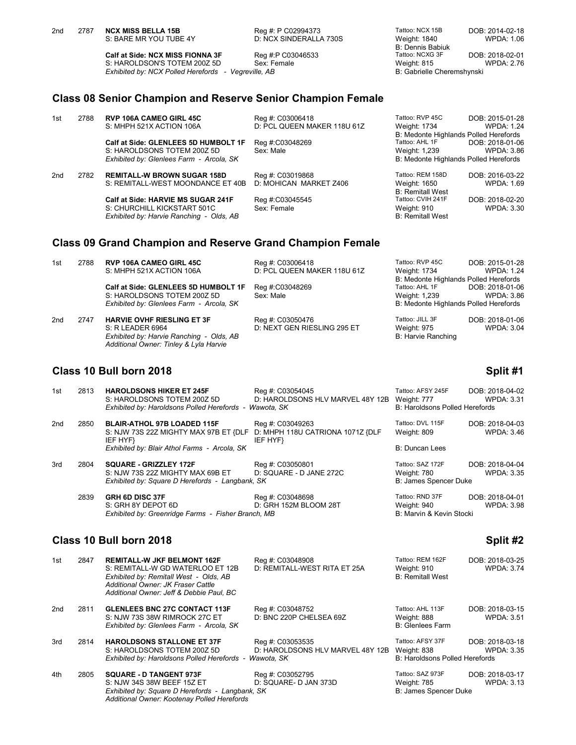| Place | No. | Name / Sire | Reg / Dam | Tattoo / Weight / Breeder | DOB / WPDA |
|---|---|---|---|---|---|
| 2nd | 2787 | **NCX MISS BELLA 15B**<br>S: BARE MR YOU TUBE 4Y | Reg #: P C02994373<br>D: NCX SINDERALLA 730S | Tattoo: NCX 15B<br>Weight: 1840<br>B: Dennis Babiuk | DOB: 2014-02-18<br>WPDA: 1.06 |
| | | **Calf at Side: NCX MISS FIONNA 3F**<br>S: HAROLDSON'S TOTEM 200Z 5D<br>*Exhibited by: NCX Polled Herefords - Vegreville, AB* | Reg #:P C03046533<br>Sex: Female | Tattoo: NCXG 3F<br>Weight: 815<br>B: Gabrielle Cheremshynski | DOB: 2018-02-01<br>WPDA: 2.76 |

## Class 08 Senior Champion and Reserve Senior Champion Female

| Place | No. | Name / Sire | Reg / Dam | Tattoo / Weight / Breeder | DOB / WPDA |
|---|---|---|---|---|---|
| 1st | 2788 | **RVP 106A CAMEO GIRL 45C**<br>S: MHPH 521X ACTION 106A | Reg #: C03006418<br>D: PCL QUEEN MAKER 118U 61Z | Tattoo: RVP 45C<br>Weight: 1734<br>B: Medonte Highlands Polled Herefords | DOB: 2015-01-28<br>WPDA: 1.24 |
| | | **Calf at Side: GLENLEES 5D HUMBOLT 1F**<br>S: HAROLDSONS TOTEM 200Z 5D<br>*Exhibited by: Glenlees Farm - Arcola, SK* | Reg #:C03048269<br>Sex: Male | Tattoo: AHL 1F<br>Weight: 1,239<br>B: Medonte Highlands Polled Herefords | DOB: 2018-01-06<br>WPDA: 3.86 |
| 2nd | 2782 | **REMITALL-W BROWN SUGAR 158D**<br>S: REMITALL-WEST MOONDANCE ET 40B | Reg #: C03019868<br>D: MOHICAN MARKET Z406 | Tattoo: REM 158D<br>Weight: 1650<br>B: Remitall West | DOB: 2016-03-22<br>WPDA: 1.69 |
| | | **Calf at Side: HARVIE MS SUGAR 241F**<br>S: CHURCHILL KICKSTART 501C<br>*Exhibited by: Harvie Ranching - Olds, AB* | Reg #:C03045545<br>Sex: Female | Tattoo: CVIH 241F<br>Weight: 910<br>B: Remitall West | DOB: 2018-02-20<br>WPDA: 3.30 |

## Class 09 Grand Champion and Reserve Grand Champion Female

| Place | No. | Name / Sire | Reg / Dam | Tattoo / Weight / Breeder | DOB / WPDA |
|---|---|---|---|---|---|
| 1st | 2788 | **RVP 106A CAMEO GIRL 45C**<br>S: MHPH 521X ACTION 106A | Reg #: C03006418<br>D: PCL QUEEN MAKER 118U 61Z | Tattoo: RVP 45C<br>Weight: 1734<br>B: Medonte Highlands Polled Herefords | DOB: 2015-01-28<br>WPDA: 1.24 |
| | | **Calf at Side: GLENLEES 5D HUMBOLT 1F**<br>S: HAROLDSONS TOTEM 200Z 5D<br>*Exhibited by: Glenlees Farm - Arcola, SK* | Reg #:C03048269<br>Sex: Male | Tattoo: AHL 1F<br>Weight: 1,239<br>B: Medonte Highlands Polled Herefords | DOB: 2018-01-06<br>WPDA: 3.86 |
| 2nd | 2747 | **HARVIE OVHF RIESLING ET 3F**<br>S: R LEADER 6964<br>*Exhibited by: Harvie Ranching - Olds, AB*<br>*Additional Owner: Tinley & Lyla Harvie* | Reg #: C03050476<br>D: NEXT GEN RIESLING 295 ET | Tattoo: JILL 3F<br>Weight: 975<br>B: Harvie Ranching | DOB: 2018-01-06<br>WPDA: 3.04 |

## Class 10 Bull born 2018 — Split #1

| Place | No. | Name / Sire | Reg / Dam | Tattoo / Weight / Breeder | DOB / WPDA |
|---|---|---|---|---|---|
| 1st | 2813 | **HAROLDSONS HIKER ET 245F**<br>S: HAROLDSONS TOTEM 200Z 5D<br>*Exhibited by: Haroldsons Polled Herefords - Wawota, SK* | Reg #: C03054045<br>D: HAROLDSONS HLV MARVEL 48Y 12B | Tattoo: AFSY 245F<br>Weight: 777<br>B: Haroldsons Polled Herefords | DOB: 2018-04-02<br>WPDA: 3.31 |
| 2nd | 2850 | **BLAIR-ATHOL 97B LOADED 115F**<br>S: NJW 73S 22Z MIGHTY MAX 97B ET {DLF IEF HYF}<br>*Exhibited by: Blair Athol Farms - Arcola, SK* | Reg #: C03049263<br>D: MHPH 118U CATRIONA 1071Z {DLF IEF HYF} | Tattoo: DVL 115F<br>Weight: 809<br>B: Duncan Lees | DOB: 2018-04-03<br>WPDA: 3.46 |
| 3rd | 2804 | **SQUARE - GRIZZLEY 172F**<br>S: NJW 73S 22Z MIGHTY MAX 69B ET<br>*Exhibited by: Square D Herefords - Langbank, SK* | Reg #: C03050801<br>D: SQUARE - D JANE 272C | Tattoo: SAZ 172F<br>Weight: 780<br>B: James Spencer Duke | DOB: 2018-04-04<br>WPDA: 3.35 |
| | 2839 | **GRH 6D DISC 37F**<br>S: GRH 8Y DEPOT 6D<br>*Exhibited by: Greenridge Farms - Fisher Branch, MB* | Reg #: C03048698<br>D: GRH 152M BLOOM 28T | Tattoo: RND 37F<br>Weight: 940<br>B: Marvin & Kevin Stocki | DOB: 2018-04-01<br>WPDA: 3.98 |

## Class 10 Bull born 2018 — Split #2

| Place | No. | Name / Sire | Reg / Dam | Tattoo / Weight / Breeder | DOB / WPDA |
|---|---|---|---|---|---|
| 1st | 2847 | **REMITALL-W JKF BELMONT 162F**<br>S: REMITALL-W GD WATERLOO ET 12B<br>*Exhibited by: Remitall West - Olds, AB*<br>*Additional Owner: JK Fraser Cattle*<br>*Additional Owner: Jeff & Debbie Paul, BC* | Reg #: C03048908<br>D: REMITALL-WEST RITA ET 25A | Tattoo: REM 162F<br>Weight: 910<br>B: Remitall West | DOB: 2018-03-25<br>WPDA: 3.74 |
| 2nd | 2811 | **GLENLEES BNC 27C CONTACT 113F**<br>S: NJW 73S 38W RIMROCK 27C ET<br>*Exhibited by: Glenlees Farm - Arcola, SK* | Reg #: C03048752<br>D: BNC 220P CHELSEA 69Z | Tattoo: AHL 113F<br>Weight: 888<br>B: Glenlees Farm | DOB: 2018-03-15<br>WPDA: 3.51 |
| 3rd | 2814 | **HAROLDSONS STALLONE ET 37F**<br>S: HAROLDSONS TOTEM 200Z 5D<br>*Exhibited by: Haroldsons Polled Herefords - Wawota, SK* | Reg #: C03053535<br>D: HAROLDSONS HLV MARVEL 48Y 12B | Tattoo: AFSY 37F<br>Weight: 838<br>B: Haroldsons Polled Herefords | DOB: 2018-03-18<br>WPDA: 3.35 |
| 4th | 2805 | **SQUARE - D TANGENT 973F**<br>S: NJW 34S 38W BEEF 15Z ET<br>*Exhibited by: Square D Herefords - Langbank, SK*<br>*Additional Owner: Kootenay Polled Herefords* | Reg #: C03052795<br>D: SQUARE- D JAN 373D | Tattoo: SAZ 973F<br>Weight: 785<br>B: James Spencer Duke | DOB: 2018-03-17<br>WPDA: 3.13 |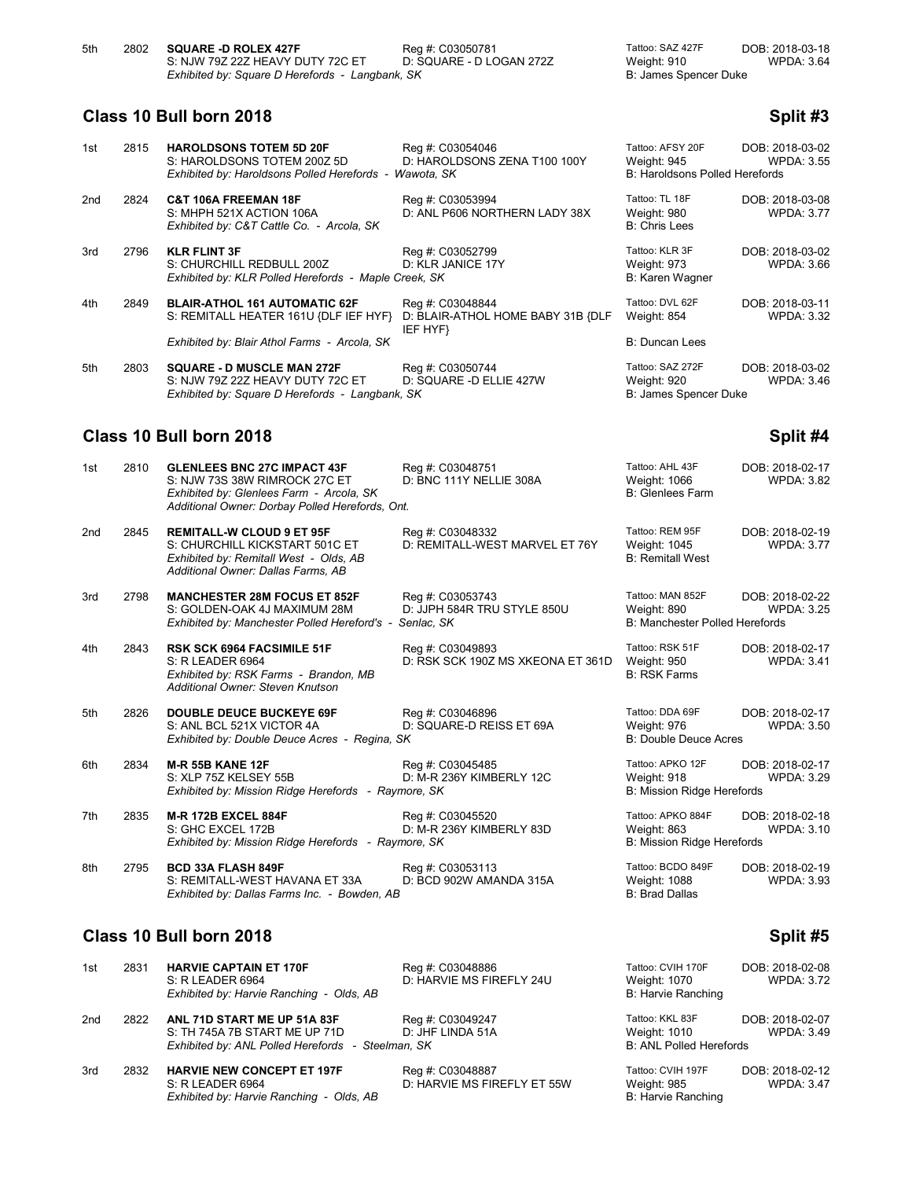| 5th | 2802 | **SQUARE -D ROLEX 427F**<br>S: NJW 79Z 22Z HEAVY DUTY 72C ET<br>*Exhibited by: Square D Herefords - Langbank, SK* | Reg #: C03050781<br>D: SQUARE - D LOGAN 272Z | Tattoo: SAZ 427F<br>Weight: 910<br>B: James Spencer Duke | DOB: 2018-03-18<br>WPDA: 3.64 |
|---|---|---|---|---|---|

## Class 10 Bull born 2018 — Split #3

| Place | No. | Animal | Reg / Dam | Tattoo / Weight / Breeder | DOB / WPDA |
|---|---|---|---|---|---|
| 1st | 2815 | **HAROLDSONS TOTEM 5D 20F**<br>S: HAROLDSONS TOTEM 200Z 5D<br>*Exhibited by: Haroldsons Polled Herefords - Wawota, SK* | Reg #: C03054046<br>D: HAROLDSONS ZENA T100 100Y | Tattoo: AFSY 20F<br>Weight: 945<br>B: Haroldsons Polled Herefords | DOB: 2018-03-02<br>WPDA: 3.55 |
| 2nd | 2824 | **C&T 106A FREEMAN 18F**<br>S: MHPH 521X ACTION 106A<br>*Exhibited by: C&T Cattle Co. - Arcola, SK* | Reg #: C03053994<br>D: ANL P606 NORTHERN LADY 38X | Tattoo: TL 18F<br>Weight: 980<br>B: Chris Lees | DOB: 2018-03-08<br>WPDA: 3.77 |
| 3rd | 2796 | **KLR FLINT 3F**<br>S: CHURCHILL REDBULL 200Z<br>*Exhibited by: KLR Polled Herefords - Maple Creek, SK* | Reg #: C03052799<br>D: KLR JANICE 17Y | Tattoo: KLR 3F<br>Weight: 973<br>B: Karen Wagner | DOB: 2018-03-02<br>WPDA: 3.66 |
| 4th | 2849 | **BLAIR-ATHOL 161 AUTOMATIC 62F**<br>S: REMITALL HEATER 161U {DLF IEF HYF}<br>*Exhibited by: Blair Athol Farms - Arcola, SK* | Reg #: C03048844<br>D: BLAIR-ATHOL HOME BABY 31B {DLF IEF HYF} | Tattoo: DVL 62F<br>Weight: 854<br>B: Duncan Lees | DOB: 2018-03-11<br>WPDA: 3.32 |
| 5th | 2803 | **SQUARE - D MUSCLE MAN 272F**<br>S: NJW 79Z 22Z HEAVY DUTY 72C ET<br>*Exhibited by: Square D Herefords - Langbank, SK* | Reg #: C03050744<br>D: SQUARE -D ELLIE 427W | Tattoo: SAZ 272F<br>Weight: 920<br>B: James Spencer Duke | DOB: 2018-03-02<br>WPDA: 3.46 |

## Class 10 Bull born 2018 — Split #4

| Place | No. | Animal | Reg / Dam | Tattoo / Weight / Breeder | DOB / WPDA |
|---|---|---|---|---|---|
| 1st | 2810 | **GLENLEES BNC 27C IMPACT 43F**<br>S: NJW 73S 38W RIMROCK 27C ET<br>*Exhibited by: Glenlees Farm - Arcola, SK*<br>*Additional Owner: Dorbay Polled Herefords, Ont.* | Reg #: C03048751<br>D: BNC 111Y NELLIE 308A | Tattoo: AHL 43F<br>Weight: 1066<br>B: Glenlees Farm | DOB: 2018-02-17<br>WPDA: 3.82 |
| 2nd | 2845 | **REMITALL-W CLOUD 9 ET 95F**<br>S: CHURCHILL KICKSTART 501C ET<br>*Exhibited by: Remitall West - Olds, AB*<br>*Additional Owner: Dallas Farms, AB* | Reg #: C03048332<br>D: REMITALL-WEST MARVEL ET 76Y | Tattoo: REM 95F<br>Weight: 1045<br>B: Remitall West | DOB: 2018-02-19<br>WPDA: 3.77 |
| 3rd | 2798 | **MANCHESTER 28M FOCUS ET 852F**<br>S: GOLDEN-OAK 4J MAXIMUM 28M<br>*Exhibited by: Manchester Polled Hereford's - Senlac, SK* | Reg #: C03053743<br>D: JJPH 584R TRU STYLE 850U | Tattoo: MAN 852F<br>Weight: 890<br>B: Manchester Polled Herefords | DOB: 2018-02-22<br>WPDA: 3.25 |
| 4th | 2843 | **RSK SCK 6964 FACSIMILE 51F**<br>S: R LEADER 6964<br>*Exhibited by: RSK Farms - Brandon, MB*<br>*Additional Owner: Steven Knutson* | Reg #: C03049893<br>D: RSK SCK 190Z MS XKEONA ET 361D | Tattoo: RSK 51F<br>Weight: 950<br>B: RSK Farms | DOB: 2018-02-17<br>WPDA: 3.41 |
| 5th | 2826 | **DOUBLE DEUCE BUCKEYE 69F**<br>S: ANL BCL 521X VICTOR 4A<br>*Exhibited by: Double Deuce Acres - Regina, SK* | Reg #: C03046896<br>D: SQUARE-D REISS ET 69A | Tattoo: DDA 69F<br>Weight: 976<br>B: Double Deuce Acres | DOB: 2018-02-17<br>WPDA: 3.50 |
| 6th | 2834 | **M-R 55B KANE 12F**<br>S: XLP 75Z KELSEY 55B<br>*Exhibited by: Mission Ridge Herefords - Raymore, SK* | Reg #: C03045485<br>D: M-R 236Y KIMBERLY 12C | Tattoo: APKO 12F<br>Weight: 918<br>B: Mission Ridge Herefords | DOB: 2018-02-17<br>WPDA: 3.29 |
| 7th | 2835 | **M-R 172B EXCEL 884F**<br>S: GHC EXCEL 172B<br>*Exhibited by: Mission Ridge Herefords - Raymore, SK* | Reg #: C03045520<br>D: M-R 236Y KIMBERLY 83D | Tattoo: APKO 884F<br>Weight: 863<br>B: Mission Ridge Herefords | DOB: 2018-02-18<br>WPDA: 3.10 |
| 8th | 2795 | **BCD 33A FLASH 849F**<br>S: REMITALL-WEST HAVANA ET 33A<br>*Exhibited by: Dallas Farms Inc. - Bowden, AB* | Reg #: C03053113<br>D: BCD 902W AMANDA 315A | Tattoo: BCDO 849F<br>Weight: 1088<br>B: Brad Dallas | DOB: 2018-02-19<br>WPDA: 3.93 |

## Class 10 Bull born 2018 — Split #5

| Place | No. | Animal | Reg / Dam | Tattoo / Weight / Breeder | DOB / WPDA |
|---|---|---|---|---|---|
| 1st | 2831 | **HARVIE CAPTAIN ET 170F**<br>S: R LEADER 6964<br>*Exhibited by: Harvie Ranching - Olds, AB* | Reg #: C03048886<br>D: HARVIE MS FIREFLY 24U | Tattoo: CVIH 170F<br>Weight: 1070<br>B: Harvie Ranching | DOB: 2018-02-08<br>WPDA: 3.72 |
| 2nd | 2822 | **ANL 71D START ME UP 51A 83F**<br>S: TH 745A 7B START ME UP 71D<br>*Exhibited by: ANL Polled Herefords - Steelman, SK* | Reg #: C03049247<br>D: JHF LINDA 51A | Tattoo: KKL 83F<br>Weight: 1010<br>B: ANL Polled Herefords | DOB: 2018-02-07<br>WPDA: 3.49 |
| 3rd | 2832 | **HARVIE NEW CONCEPT ET 197F**<br>S: R LEADER 6964<br>*Exhibited by: Harvie Ranching - Olds, AB* | Reg #: C03048887<br>D: HARVIE MS FIREFLY ET 55W | Tattoo: CVIH 197F<br>Weight: 985<br>B: Harvie Ranching | DOB: 2018-02-12<br>WPDA: 3.47 |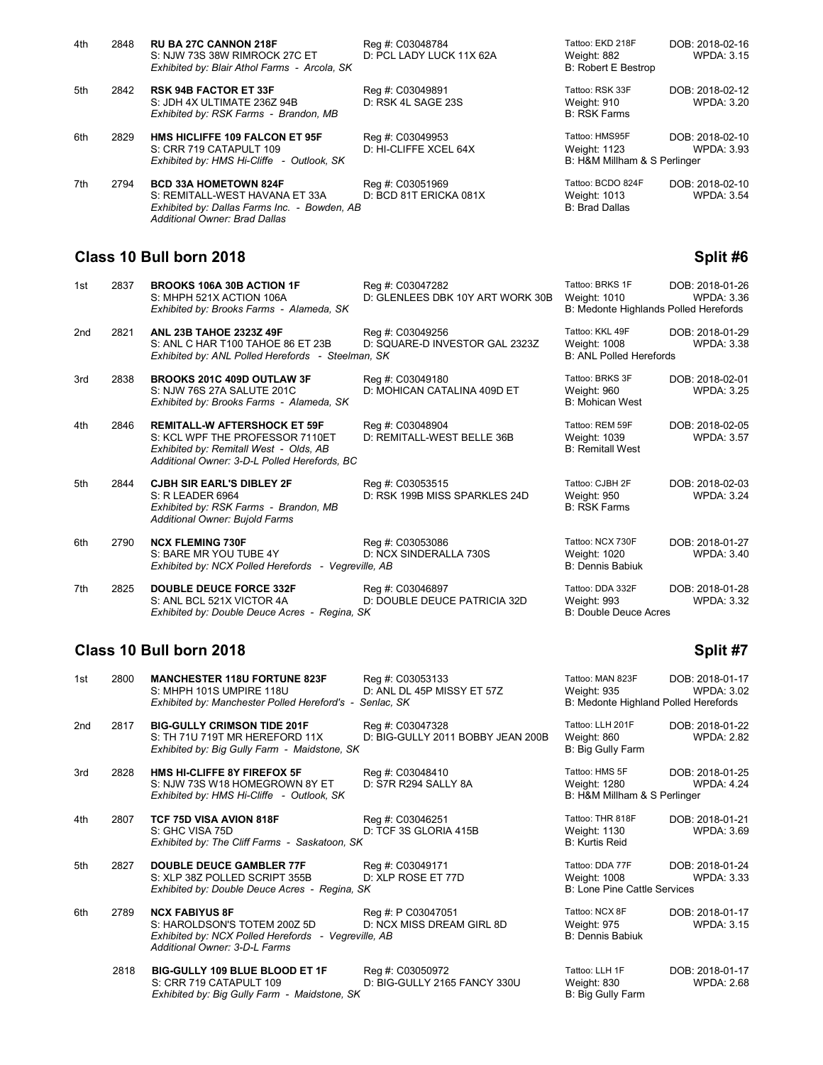| Place | No. | Animal | Reg # / Dam | Tattoo / Weight / Breeder | DOB / WPDA |
|---|---|---|---|---|---|
| 4th | 2848 | **RU BA 27C CANNON 218F**<br>S: NJW 73S 38W RIMROCK 27C ET<br>*Exhibited by: Blair Athol Farms - Arcola, SK* | Reg #: C03048784<br>D: PCL LADY LUCK 11X 62A | Tattoo: EKD 218F<br>Weight: 882<br>B: Robert E Bestrop | DOB: 2018-02-16<br>WPDA: 3.15 |
| 5th | 2842 | **RSK 94B FACTOR ET 33F**<br>S: JDH 4X ULTIMATE 236Z 94B<br>*Exhibited by: RSK Farms - Brandon, MB* | Reg #: C03049891<br>D: RSK 4L SAGE 23S | Tattoo: RSK 33F<br>Weight: 910<br>B: RSK Farms | DOB: 2018-02-12<br>WPDA: 3.20 |
| 6th | 2829 | **HMS HICLIFFE 109 FALCON ET 95F**<br>S: CRR 719 CATAPULT 109<br>*Exhibited by: HMS Hi-Cliffe - Outlook, SK* | Reg #: C03049953<br>D: HI-CLIFFE XCEL 64X | Tattoo: HMS95F<br>Weight: 1123<br>B: H&M Millham & S Perlinger | DOB: 2018-02-10<br>WPDA: 3.93 |
| 7th | 2794 | **BCD 33A HOMETOWN 824F**<br>S: REMITALL-WEST HAVANA ET 33A<br>*Exhibited by: Dallas Farms Inc. - Bowden, AB*<br>*Additional Owner: Brad Dallas* | Reg #: C03051969<br>D: BCD 81T ERICKA 081X | Tattoo: BCDO 824F<br>Weight: 1013<br>B: Brad Dallas | DOB: 2018-02-10<br>WPDA: 3.54 |

## Class 10 Bull born 2018 — Split #6

| Place | No. | Animal | Reg # / Dam | Tattoo / Weight / Breeder | DOB / WPDA |
|---|---|---|---|---|---|
| 1st | 2837 | **BROOKS 106A 30B ACTION 1F**<br>S: MHPH 521X ACTION 106A<br>*Exhibited by: Brooks Farms - Alameda, SK* | Reg #: C03047282<br>D: GLENLEES DBK 10Y ART WORK 30B | Tattoo: BRKS 1F<br>Weight: 1010<br>B: Medonte Highlands Polled Herefords | DOB: 2018-01-26<br>WPDA: 3.36 |
| 2nd | 2821 | **ANL 23B TAHOE 2323Z 49F**<br>S: ANL C HAR T100 TAHOE 86 ET 23B<br>*Exhibited by: ANL Polled Herefords - Steelman, SK* | Reg #: C03049256<br>D: SQUARE-D INVESTOR GAL 2323Z | Tattoo: KKL 49F<br>Weight: 1008<br>B: ANL Polled Herefords | DOB: 2018-01-29<br>WPDA: 3.38 |
| 3rd | 2838 | **BROOKS 201C 409D OUTLAW 3F**<br>S: NJW 76S 27A SALUTE 201C<br>*Exhibited by: Brooks Farms - Alameda, SK* | Reg #: C03049180<br>D: MOHICAN CATALINA 409D ET | Tattoo: BRKS 3F<br>Weight: 960<br>B: Mohican West | DOB: 2018-02-01<br>WPDA: 3.25 |
| 4th | 2846 | **REMITALL-W AFTERSHOCK ET 59F**<br>S: KCL WPF THE PROFESSOR 7110ET<br>*Exhibited by: Remitall West - Olds, AB*<br>*Additional Owner: 3-D-L Polled Herefords, BC* | Reg #: C03048904<br>D: REMITALL-WEST BELLE 36B | Tattoo: REM 59F<br>Weight: 1039<br>B: Remitall West | DOB: 2018-02-05<br>WPDA: 3.57 |
| 5th | 2844 | **CJBH SIR EARL'S DIBLEY 2F**<br>S: R LEADER 6964<br>*Exhibited by: RSK Farms - Brandon, MB*<br>*Additional Owner: Bujold Farms* | Reg #: C03053515<br>D: RSK 199B MISS SPARKLES 24D | Tattoo: CJBH 2F<br>Weight: 950<br>B: RSK Farms | DOB: 2018-02-03<br>WPDA: 3.24 |
| 6th | 2790 | **NCX FLEMING 730F**<br>S: BARE MR YOU TUBE 4Y<br>*Exhibited by: NCX Polled Herefords - Vegreville, AB* | Reg #: C03053086<br>D: NCX SINDERALLA 730S | Tattoo: NCX 730F<br>Weight: 1020<br>B: Dennis Babiuk | DOB: 2018-01-27<br>WPDA: 3.40 |
| 7th | 2825 | **DOUBLE DEUCE FORCE 332F**<br>S: ANL BCL 521X VICTOR 4A<br>*Exhibited by: Double Deuce Acres - Regina, SK* | Reg #: C03046897<br>D: DOUBLE DEUCE PATRICIA 32D | Tattoo: DDA 332F<br>Weight: 993<br>B: Double Deuce Acres | DOB: 2018-01-28<br>WPDA: 3.32 |

## Class 10 Bull born 2018 — Split #7

| Place | No. | Animal | Reg # / Dam | Tattoo / Weight / Breeder | DOB / WPDA |
|---|---|---|---|---|---|
| 1st | 2800 | **MANCHESTER 118U FORTUNE 823F**<br>S: MHPH 101S UMPIRE 118U<br>*Exhibited by: Manchester Polled Hereford's - Senlac, SK* | Reg #: C03053133<br>D: ANL DL 45P MISSY ET 57Z | Tattoo: MAN 823F<br>Weight: 935<br>B: Medonte Highland Polled Herefords | DOB: 2018-01-17<br>WPDA: 3.02 |
| 2nd | 2817 | **BIG-GULLY CRIMSON TIDE 201F**<br>S: TH 71U 719T MR HEREFORD 11X<br>*Exhibited by: Big Gully Farm - Maidstone, SK* | Reg #: C03047328<br>D: BIG-GULLY 2011 BOBBY JEAN 200B | Tattoo: LLH 201F<br>Weight: 860<br>B: Big Gully Farm | DOB: 2018-01-22<br>WPDA: 2.82 |
| 3rd | 2828 | **HMS HI-CLIFFE 8Y FIREFOX 5F**<br>S: NJW 73S W18 HOMEGROWN 8Y ET<br>*Exhibited by: HMS Hi-Cliffe - Outlook, SK* | Reg #: C03048410<br>D: S7R R294 SALLY 8A | Tattoo: HMS 5F<br>Weight: 1280<br>B: H&M Millham & S Perlinger | DOB: 2018-01-25<br>WPDA: 4.24 |
| 4th | 2807 | **TCF 75D VISA AVION 818F**<br>S: GHC VISA 75D<br>*Exhibited by: The Cliff Farms - Saskatoon, SK* | Reg #: C03046251<br>D: TCF 3S GLORIA 415B | Tattoo: THR 818F<br>Weight: 1130<br>B: Kurtis Reid | DOB: 2018-01-21<br>WPDA: 3.69 |
| 5th | 2827 | **DOUBLE DEUCE GAMBLER 77F**<br>S: XLP 38Z POLLED SCRIPT 355B<br>*Exhibited by: Double Deuce Acres - Regina, SK* | Reg #: C03049171<br>D: XLP ROSE ET 77D | Tattoo: DDA 77F<br>Weight: 1008<br>B: Lone Pine Cattle Services | DOB: 2018-01-24<br>WPDA: 3.33 |
| 6th | 2789 | **NCX FABIYUS 8F**<br>S: HAROLDSON'S TOTEM 200Z 5D<br>*Exhibited by: NCX Polled Herefords - Vegreville, AB*<br>*Additional Owner: 3-D-L Farms* | Reg #: P C03047051<br>D: NCX MISS DREAM GIRL 8D | Tattoo: NCX 8F<br>Weight: 975<br>B: Dennis Babiuk | DOB: 2018-01-17<br>WPDA: 3.15 |
| | 2818 | **BIG-GULLY 109 BLUE BLOOD ET 1F**<br>S: CRR 719 CATAPULT 109<br>*Exhibited by: Big Gully Farm - Maidstone, SK* | Reg #: C03050972<br>D: BIG-GULLY 2165 FANCY 330U | Tattoo: LLH 1F<br>Weight: 830<br>B: Big Gully Farm | DOB: 2018-01-17<br>WPDA: 2.68 |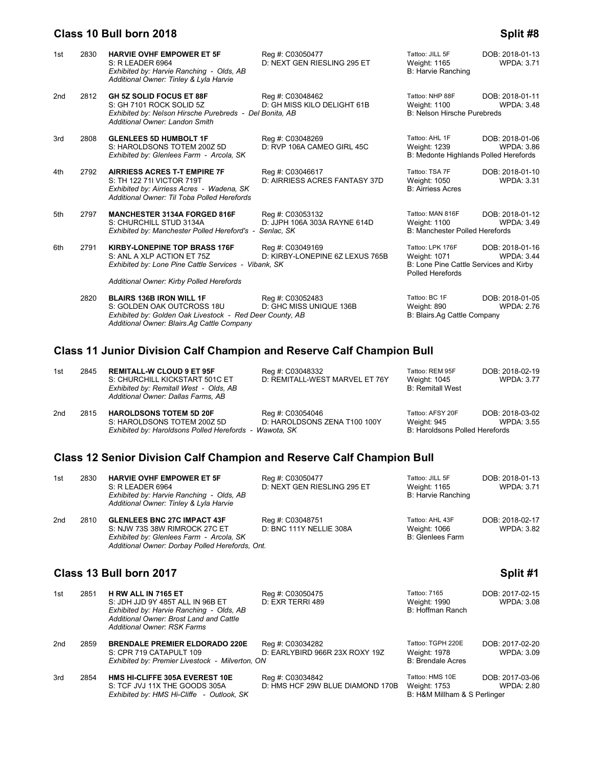## Class 10 Bull born 2018 — Split #8

| Place | No. | Animal | Reg / Dam | Tattoo / Weight / Breeder | DOB / WPDA |
|---|---|---|---|---|---|
| 1st | 2830 | **HARVIE OVHF EMPOWER ET 5F**<br>S: R LEADER 6964<br>*Exhibited by: Harvie Ranching - Olds, AB*<br>*Additional Owner: Tinley & Lyla Harvie* | Reg #: C03050477<br>D: NEXT GEN RIESLING 295 ET | Tattoo: JILL 5F<br>Weight: 1165<br>B: Harvie Ranching | DOB: 2018-01-13<br>WPDA: 3.71 |
| 2nd | 2812 | **GH 5Z SOLID FOCUS ET 88F**<br>S: GH 7101 ROCK SOLID 5Z<br>*Exhibited by: Nelson Hirsche Purebreds - Del Bonita, AB*<br>*Additional Owner: Landon Smith* | Reg #: C03048462<br>D: GH MISS KILO DELIGHT 61B | Tattoo: NHP 88F<br>Weight: 1100<br>B: Nelson Hirsche Purebreds | DOB: 2018-01-11<br>WPDA: 3.48 |
| 3rd | 2808 | **GLENLEES 5D HUMBOLT 1F**<br>S: HAROLDSONS TOTEM 200Z 5D<br>*Exhibited by: Glenlees Farm - Arcola, SK* | Reg #: C03048269<br>D: RVP 106A CAMEO GIRL 45C | Tattoo: AHL 1F<br>Weight: 1239<br>B: Medonte Highlands Polled Herefords | DOB: 2018-01-06<br>WPDA: 3.86 |
| 4th | 2792 | **AIRRIESS ACRES T-T EMPIRE 7F**<br>S: TH 122 71I VICTOR 719T<br>*Exhibited by: Airriess Acres - Wadena, SK*<br>*Additional Owner: Til Toba Polled Herefords* | Reg #: C03046617<br>D: AIRRIESS ACRES FANTASY 37D | Tattoo: TSA 7F<br>Weight: 1050<br>B: Airriess Acres | DOB: 2018-01-10<br>WPDA: 3.31 |
| 5th | 2797 | **MANCHESTER 3134A FORGED 816F**<br>S: CHURCHILL STUD 3134A<br>*Exhibited by: Manchester Polled Hereford's - Senlac, SK* | Reg #: C03053132<br>D: JJPH 106A 303A RAYNE 614D | Tattoo: MAN 816F<br>Weight: 1100<br>B: Manchester Polled Herefords | DOB: 2018-01-12<br>WPDA: 3.49 |
| 6th | 2791 | **KIRBY-LONEPINE TOP BRASS 176F**<br>S: ANL A XLP ACTION ET 75Z<br>*Exhibited by: Lone Pine Cattle Services - Vibank, SK*<br>*Additional Owner: Kirby Polled Herefords* | Reg #: C03049169<br>D: KIRBY-LONEPINE 6Z LEXUS 765B | Tattoo: LPK 176F<br>Weight: 1071<br>B: Lone Pine Cattle Services and Kirby Polled Herefords | DOB: 2018-01-16<br>WPDA: 3.44 |
| | 2820 | **BLAIRS 136B IRON WILL 1F**<br>S: GOLDEN OAK OUTCROSS 18U<br>*Exhibited by: Golden Oak Livestock - Red Deer County, AB*<br>*Additional Owner: Blairs.Ag Cattle Company* | Reg #: C03052483<br>D: GHC MISS UNIQUE 136B | Tattoo: BC 1F<br>Weight: 890<br>B: Blairs.Ag Cattle Company | DOB: 2018-01-05<br>WPDA: 2.76 |

## Class 11 Junior Division Calf Champion and Reserve Calf Champion Bull

| Place | No. | Animal | Reg / Dam | Tattoo / Weight / Breeder | DOB / WPDA |
|---|---|---|---|---|---|
| 1st | 2845 | **REMITALL-W CLOUD 9 ET 95F**<br>S: CHURCHILL KICKSTART 501C ET<br>*Exhibited by: Remitall West - Olds, AB*<br>*Additional Owner: Dallas Farms, AB* | Reg #: C03048332<br>D: REMITALL-WEST MARVEL ET 76Y | Tattoo: REM 95F<br>Weight: 1045<br>B: Remitall West | DOB: 2018-02-19<br>WPDA: 3.77 |
| 2nd | 2815 | **HAROLDSONS TOTEM 5D 20F**<br>S: HAROLDSONS TOTEM 200Z 5D<br>*Exhibited by: Haroldsons Polled Herefords - Wawota, SK* | Reg #: C03054046<br>D: HAROLDSONS ZENA T100 100Y | Tattoo: AFSY 20F<br>Weight: 945<br>B: Haroldsons Polled Herefords | DOB: 2018-03-02<br>WPDA: 3.55 |

## Class 12 Senior Division Calf Champion and Reserve Calf Champion Bull

| Place | No. | Animal | Reg / Dam | Tattoo / Weight / Breeder | DOB / WPDA |
|---|---|---|---|---|---|
| 1st | 2830 | **HARVIE OVHF EMPOWER ET 5F**<br>S: R LEADER 6964<br>*Exhibited by: Harvie Ranching - Olds, AB*<br>*Additional Owner: Tinley & Lyla Harvie* | Reg #: C03050477<br>D: NEXT GEN RIESLING 295 ET | Tattoo: JILL 5F<br>Weight: 1165<br>B: Harvie Ranching | DOB: 2018-01-13<br>WPDA: 3.71 |
| 2nd | 2810 | **GLENLEES BNC 27C IMPACT 43F**<br>S: NJW 73S 38W RIMROCK 27C ET<br>*Exhibited by: Glenlees Farm - Arcola, SK*<br>*Additional Owner: Dorbay Polled Herefords, Ont.* | Reg #: C03048751<br>D: BNC 111Y NELLIE 308A | Tattoo: AHL 43F<br>Weight: 1066<br>B: Glenlees Farm | DOB: 2018-02-17<br>WPDA: 3.82 |

## Class 13 Bull born 2017 — Split #1

| Place | No. | Animal | Reg / Dam | Tattoo / Weight / Breeder | DOB / WPDA |
|---|---|---|---|---|---|
| 1st | 2851 | **H RW ALL IN 7165 ET**<br>S: JDH JJD 9Y 485T ALL IN 96B ET<br>*Exhibited by: Harvie Ranching - Olds, AB*<br>*Additional Owner: Brost Land and Cattle*<br>*Additional Owner: RSK Farms* | Reg #: C03050475<br>D: EXR TERRI 489 | Tattoo: 7165<br>Weight: 1990<br>B: Hoffman Ranch | DOB: 2017-02-15<br>WPDA: 3.08 |
| 2nd | 2859 | **BRENDALE PREMIER ELDORADO 220E**<br>S: CPR 719 CATAPULT 109<br>*Exhibited by: Premier Livestock - Milverton, ON* | Reg #: C03034282<br>D: EARLYBIRD 966R 23X ROXY 19Z | Tattoo: TGPH 220E<br>Weight: 1978<br>B: Brendale Acres | DOB: 2017-02-20<br>WPDA: 3.09 |
| 3rd | 2854 | **HMS HI-CLIFFE 305A EVEREST 10E**<br>S: TCF JVJ 11X THE GOODS 305A<br>*Exhibited by: HMS Hi-Cliffe - Outlook, SK* | Reg #: C03034842<br>D: HMS HCF 29W BLUE DIAMOND 170B | Tattoo: HMS 10E<br>Weight: 1753<br>B: H&M Millham & S Perlinger | DOB: 2017-03-06<br>WPDA: 2.80 |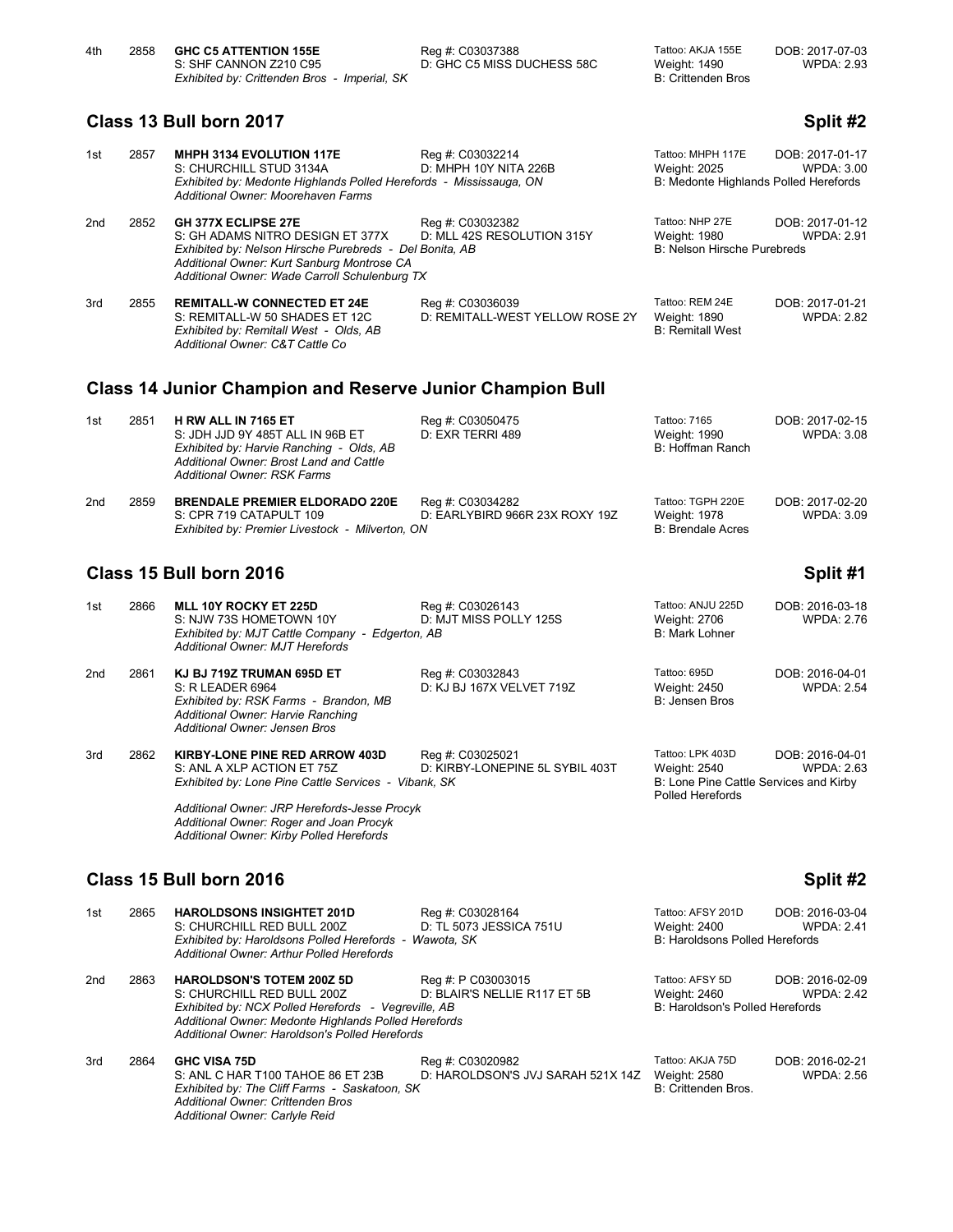4th 2858 **GHC C5 ATTENTION 155E**
S: SHF CANNON Z210 C95
*Exhibited by: Crittenden Bros - Imperial, SK*
Reg #: C03037388
D: GHC C5 MISS DUCHESS 58C
Tattoo: AKJA 155E
Weight: 1490
B: Crittenden Bros
DOB: 2017-07-03
WPDA: 2.93

## Class 13 Bull born 2017 — Split #2

1st 2857 **MHPH 3134 EVOLUTION 117E**
S: CHURCHILL STUD 3134A
*Exhibited by: Medonte Highlands Polled Herefords - Mississauga, ON*
*Additional Owner: Moorehaven Farms*
Reg #: C03032214
D: MHPH 10Y NITA 226B
Tattoo: MHPH 117E
Weight: 2025
B: Medonte Highlands Polled Herefords
DOB: 2017-01-17
WPDA: 3.00

2nd 2852 **GH 377X ECLIPSE 27E**
S: GH ADAMS NITRO DESIGN ET 377X
*Exhibited by: Nelson Hirsche Purebreds - Del Bonita, AB*
*Additional Owner: Kurt Sanburg Montrose CA*
*Additional Owner: Wade Carroll Schulenburg TX*
Reg #: C03032382
D: MLL 42S RESOLUTION 315Y
Tattoo: NHP 27E
Weight: 1980
B: Nelson Hirsche Purebreds
DOB: 2017-01-12
WPDA: 2.91

3rd 2855 **REMITALL-W CONNECTED ET 24E**
S: REMITALL-W 50 SHADES ET 12C
*Exhibited by: Remitall West - Olds, AB*
*Additional Owner: C&T Cattle Co*
Reg #: C03036039
D: REMITALL-WEST YELLOW ROSE 2Y
Tattoo: REM 24E
Weight: 1890
B: Remitall West
DOB: 2017-01-21
WPDA: 2.82

## Class 14 Junior Champion and Reserve Junior Champion Bull

1st 2851 **H RW ALL IN 7165 ET**
S: JDH JJD 9Y 485T ALL IN 96B ET
*Exhibited by: Harvie Ranching - Olds, AB*
*Additional Owner: Brost Land and Cattle*
*Additional Owner: RSK Farms*
Reg #: C03050475
D: EXR TERRI 489
Tattoo: 7165
Weight: 1990
B: Hoffman Ranch
DOB: 2017-02-15
WPDA: 3.08

2nd 2859 **BRENDALE PREMIER ELDORADO 220E**
S: CPR 719 CATAPULT 109
*Exhibited by: Premier Livestock - Milverton, ON*
Reg #: C03034282
D: EARLYBIRD 966R 23X ROXY 19Z
Tattoo: TGPH 220E
Weight: 1978
B: Brendale Acres
DOB: 2017-02-20
WPDA: 3.09

## Class 15 Bull born 2016 — Split #1

1st 2866 **MLL 10Y ROCKY ET 225D**
S: NJW 73S HOMETOWN 10Y
*Exhibited by: MJT Cattle Company - Edgerton, AB*
*Additional Owner: MJT Herefords*
Reg #: C03026143
D: MJT MISS POLLY 125S
Tattoo: ANJU 225D
Weight: 2706
B: Mark Lohner
DOB: 2016-03-18
WPDA: 2.76

2nd 2861 **KJ BJ 719Z TRUMAN 695D ET**
S: R LEADER 6964
*Exhibited by: RSK Farms - Brandon, MB*
*Additional Owner: Harvie Ranching*
*Additional Owner: Jensen Bros*
Reg #: C03032843
D: KJ BJ 167X VELVET 719Z
Tattoo: 695D
Weight: 2450
B: Jensen Bros
DOB: 2016-04-01
WPDA: 2.54

3rd 2862 **KIRBY-LONE PINE RED ARROW 403D**
S: ANL A XLP ACTION ET 75Z
*Exhibited by: Lone Pine Cattle Services - Vibank, SK*
*Additional Owner: JRP Herefords-Jesse Procyk*
*Additional Owner: Roger and Joan Procyk*
*Additional Owner: Kirby Polled Herefords*
Reg #: C03025021
D: KIRBY-LONEPINE 5L SYBIL 403T
Tattoo: LPK 403D
Weight: 2540
B: Lone Pine Cattle Services and Kirby Polled Herefords
DOB: 2016-04-01
WPDA: 2.63

## Class 15 Bull born 2016 — Split #2

1st 2865 **HAROLDSONS INSIGHTET 201D**
S: CHURCHILL RED BULL 200Z
*Exhibited by: Haroldsons Polled Herefords - Wawota, SK*
*Additional Owner: Arthur Polled Herefords*
Reg #: C03028164
D: TL 5073 JESSICA 751U
Tattoo: AFSY 201D
Weight: 2400
B: Haroldsons Polled Herefords
DOB: 2016-03-04
WPDA: 2.41

2nd 2863 **HAROLDSON'S TOTEM 200Z 5D**
S: CHURCHILL RED BULL 200Z
*Exhibited by: NCX Polled Herefords - Vegreville, AB*
*Additional Owner: Medonte Highlands Polled Herefords*
*Additional Owner: Haroldson's Polled Herefords*
Reg #: P C03003015
D: BLAIR'S NELLIE R117 ET 5B
Tattoo: AFSY 5D
Weight: 2460
B: Haroldson's Polled Herefords
DOB: 2016-02-09
WPDA: 2.42

3rd 2864 **GHC VISA 75D**
S: ANL C HAR T100 TAHOE 86 ET 23B
*Exhibited by: The Cliff Farms - Saskatoon, SK*
*Additional Owner: Crittenden Bros*
*Additional Owner: Carlyle Reid*
Reg #: C03020982
D: HAROLDSON'S JVJ SARAH 521X 14Z
Tattoo: AKJA 75D
Weight: 2580
B: Crittenden Bros.
DOB: 2016-02-21
WPDA: 2.56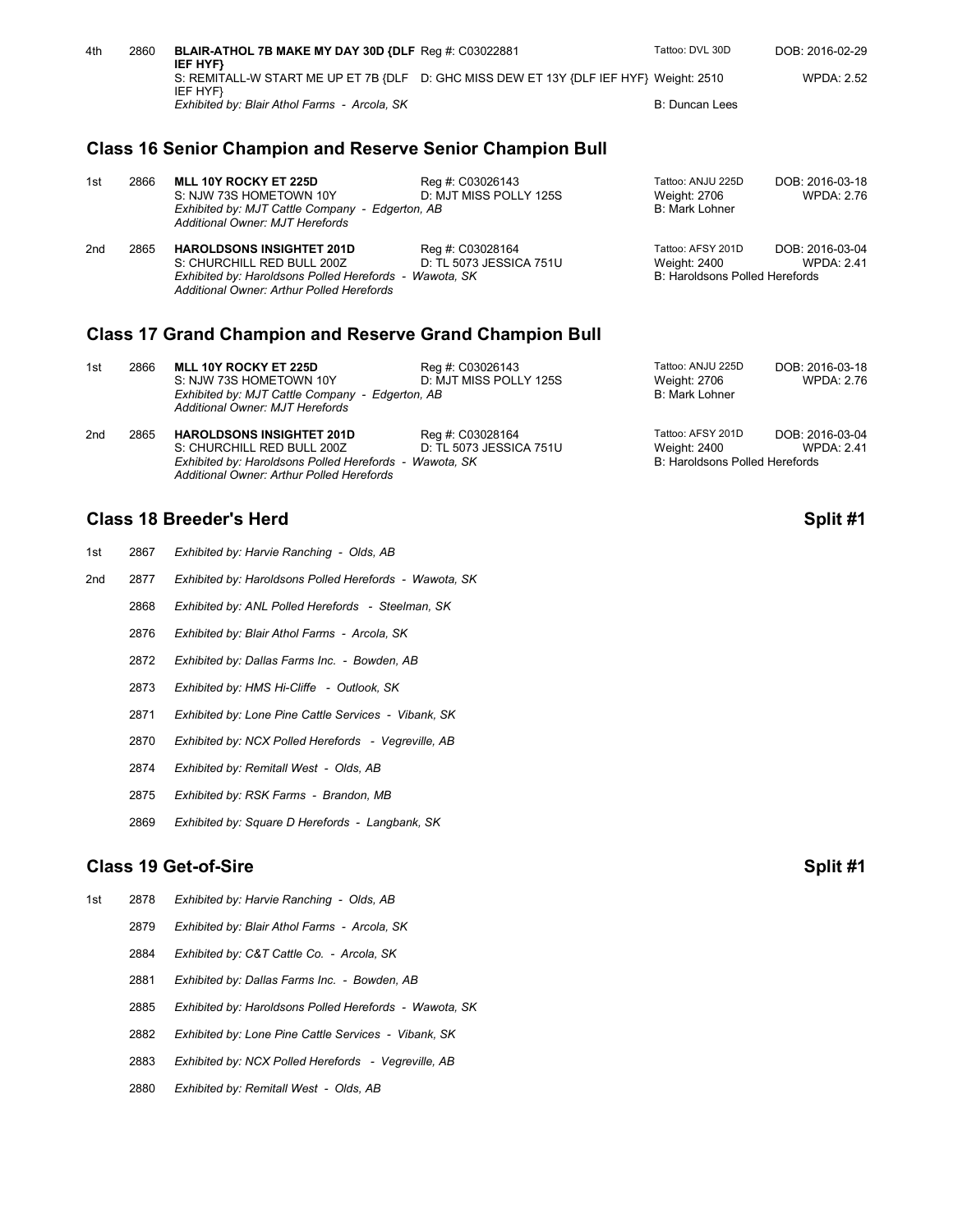| 4th | 2860 | **BLAIR-ATHOL 7B MAKE MY DAY 30D {DLF IEF HYF}** | Reg #: C03022881 | Tattoo: DVL 30D | DOB: 2016-02-29 |
|---|---|---|---|---|---|
| | | S: REMITALL-W START ME UP ET 7B {DLF IEF HYF} | D: GHC MISS DEW ET 13Y {DLF IEF HYF} | Weight: 2510 | WPDA: 2.52 |
| | | *Exhibited by: Blair Athol Farms - Arcola, SK* | | B: Duncan Lees | |

## Class 16 Senior Champion and Reserve Senior Champion Bull

| Place | No. | Animal | Registration | Tattoo / Weight / Breeder | DOB / WPDA |
|---|---|---|---|---|---|
| 1st | 2866 | **MLL 10Y ROCKY ET 225D** | Reg #: C03026143 | Tattoo: ANJU 225D | DOB: 2016-03-18 |
| | | S: NJW 73S HOMETOWN 10Y | D: MJT MISS POLLY 125S | Weight: 2706 | WPDA: 2.76 |
| | | *Exhibited by: MJT Cattle Company - Edgerton, AB* | | B: Mark Lohner | |
| | | *Additional Owner: MJT Herefords* | | | |
| 2nd | 2865 | **HAROLDSONS INSIGHTET 201D** | Reg #: C03028164 | Tattoo: AFSY 201D | DOB: 2016-03-04 |
| | | S: CHURCHILL RED BULL 200Z | D: TL 5073 JESSICA 751U | Weight: 2400 | WPDA: 2.41 |
| | | *Exhibited by: Haroldsons Polled Herefords - Wawota, SK* | | B: Haroldsons Polled Herefords | |
| | | *Additional Owner: Arthur Polled Herefords* | | | |

## Class 17 Grand Champion and Reserve Grand Champion Bull

| Place | No. | Animal | Registration | Tattoo / Weight / Breeder | DOB / WPDA |
|---|---|---|---|---|---|
| 1st | 2866 | **MLL 10Y ROCKY ET 225D** | Reg #: C03026143 | Tattoo: ANJU 225D | DOB: 2016-03-18 |
| | | S: NJW 73S HOMETOWN 10Y | D: MJT MISS POLLY 125S | Weight: 2706 | WPDA: 2.76 |
| | | *Exhibited by: MJT Cattle Company - Edgerton, AB* | | B: Mark Lohner | |
| | | *Additional Owner: MJT Herefords* | | | |
| 2nd | 2865 | **HAROLDSONS INSIGHTET 201D** | Reg #: C03028164 | Tattoo: AFSY 201D | DOB: 2016-03-04 |
| | | S: CHURCHILL RED BULL 200Z | D: TL 5073 JESSICA 751U | Weight: 2400 | WPDA: 2.41 |
| | | *Exhibited by: Haroldsons Polled Herefords - Wawota, SK* | | B: Haroldsons Polled Herefords | |
| | | *Additional Owner: Arthur Polled Herefords* | | | |

## Class 18 Breeder's Herd — Split #1

| Place | No. | Exhibitor |
|---|---|---|
| 1st | 2867 | *Exhibited by: Harvie Ranching - Olds, AB* |
| 2nd | 2877 | *Exhibited by: Haroldsons Polled Herefords - Wawota, SK* |
| | 2868 | *Exhibited by: ANL Polled Herefords - Steelman, SK* |
| | 2876 | *Exhibited by: Blair Athol Farms - Arcola, SK* |
| | 2872 | *Exhibited by: Dallas Farms Inc. - Bowden, AB* |
| | 2873 | *Exhibited by: HMS Hi-Cliffe - Outlook, SK* |
| | 2871 | *Exhibited by: Lone Pine Cattle Services - Vibank, SK* |
| | 2870 | *Exhibited by: NCX Polled Herefords - Vegreville, AB* |
| | 2874 | *Exhibited by: Remitall West - Olds, AB* |
| | 2875 | *Exhibited by: RSK Farms - Brandon, MB* |
| | 2869 | *Exhibited by: Square D Herefords - Langbank, SK* |

## Class 19 Get-of-Sire — Split #1

| Place | No. | Exhibitor |
|---|---|---|
| 1st | 2878 | *Exhibited by: Harvie Ranching - Olds, AB* |
| | 2879 | *Exhibited by: Blair Athol Farms - Arcola, SK* |
| | 2884 | *Exhibited by: C&T Cattle Co. - Arcola, SK* |
| | 2881 | *Exhibited by: Dallas Farms Inc. - Bowden, AB* |
| | 2885 | *Exhibited by: Haroldsons Polled Herefords - Wawota, SK* |
| | 2882 | *Exhibited by: Lone Pine Cattle Services - Vibank, SK* |
| | 2883 | *Exhibited by: NCX Polled Herefords - Vegreville, AB* |
| | 2880 | *Exhibited by: Remitall West - Olds, AB* |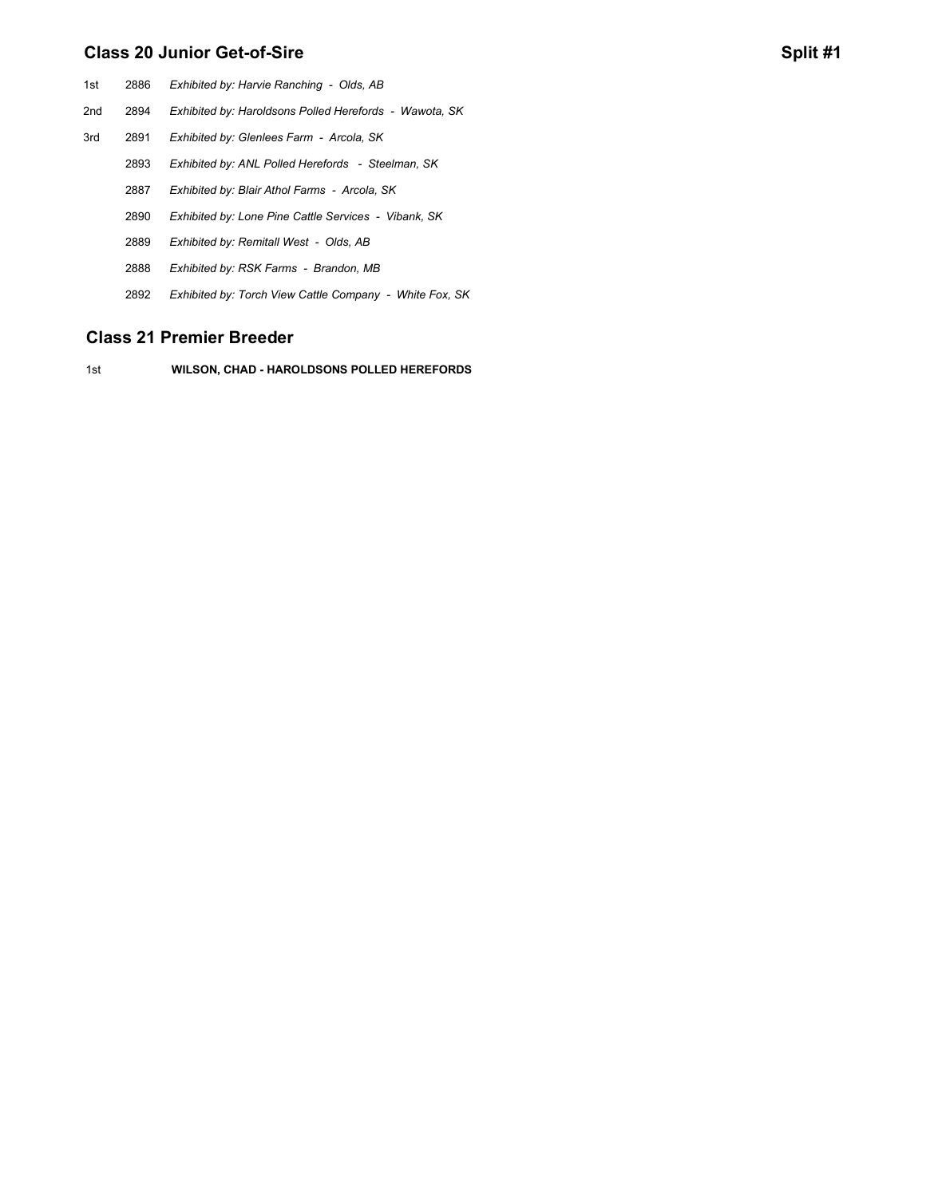## Class 20 Junior Get-of-Sire

**Split #1**

| | | |
|---|---|---|
| 1st | 2886 | *Exhibited by: Harvie Ranching - Olds, AB* |
| 2nd | 2894 | *Exhibited by: Haroldsons Polled Herefords - Wawota, SK* |
| 3rd | 2891 | *Exhibited by: Glenlees Farm - Arcola, SK* |
| | 2893 | *Exhibited by: ANL Polled Herefords - Steelman, SK* |
| | 2887 | *Exhibited by: Blair Athol Farms - Arcola, SK* |
| | 2890 | *Exhibited by: Lone Pine Cattle Services - Vibank, SK* |
| | 2889 | *Exhibited by: Remitall West - Olds, AB* |
| | 2888 | *Exhibited by: RSK Farms - Brandon, MB* |
| | 2892 | *Exhibited by: Torch View Cattle Company - White Fox, SK* |

## Class 21 Premier Breeder

1st **WILSON, CHAD - HAROLDSONS POLLED HEREFORDS**